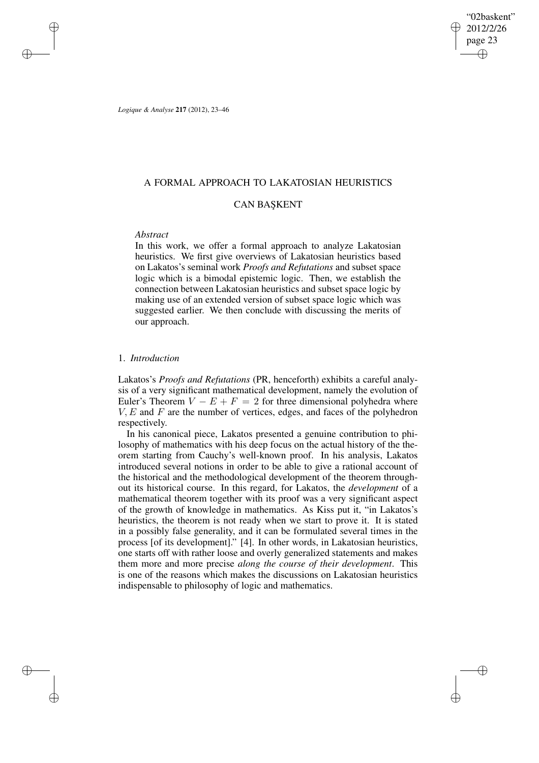# A FORMAL APPROACH TO LAKATOSIAN HEURISTICS

## CAN BAŞKENT

*Abstract*

In this work, we offer a formal approach to analyze Lakatosian heuristics. We first give overviews of Lakatosian heuristics based on Lakatos's seminal work *Proofs and Refutations* and subset space logic which is a bimodal epistemic logic. Then, we establish the connection between Lakatosian heuristics and subset space logic by making use of an extended version of subset space logic which was suggested earlier. We then conclude with discussing the merits of our approach.

## 1. *Introduction*

Lakatos's *Proofs and Refutations* (PR, henceforth) exhibits a careful analysis of a very significant mathematical development, namely the evolution of Euler's Theorem $V - E + F = 2$ for three dimensional polyhedra where $V, E$ and $F$ are the number of vertices, edges, and faces of the polyhedron respectively.

In his canonical piece, Lakatos presented a genuine contribution to philosophy of mathematics with his deep focus on the actual history of the theorem starting from Cauchy's well-known proof. In his analysis, Lakatos introduced several notions in order to be able to give a rational account of the historical and the methodological development of the theorem throughout its historical course. In this regard, for Lakatos, the *development* of a mathematical theorem together with its proof was a very significant aspect of the growth of knowledge in mathematics. As Kiss put it, "in Lakatos's heuristics, the theorem is not ready when we start to prove it. It is stated in a possibly false generality, and it can be formulated several times in the process [of its development]." [4]. In other words, in Lakatosian heuristics, one starts off with rather loose and overly generalized statements and makes them more and more precise *along the course of their development*. This is one of the reasons which makes the discussions on Lakatosian heuristics indispensable to philosophy of logic and mathematics.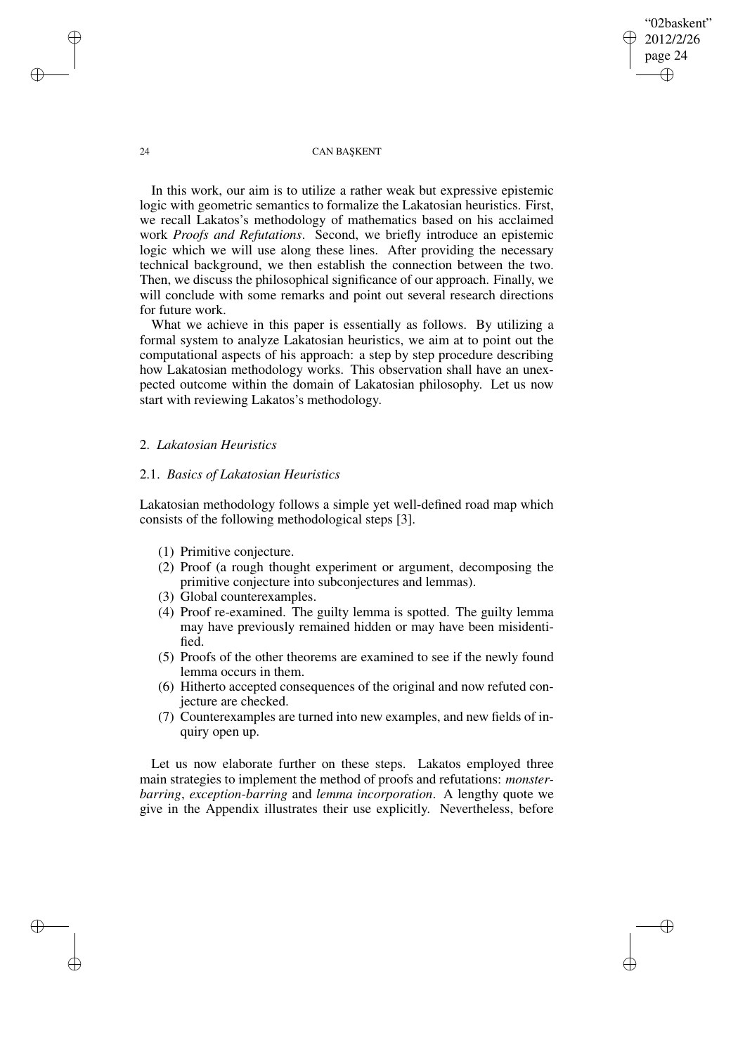In this work, our aim is to utilize a rather weak but expressive epistemic logic with geometric semantics to formalize the Lakatosian heuristics. First, we recall Lakatos's methodology of mathematics based on his acclaimed work *Proofs and Refutations*. Second, we briefly introduce an epistemic logic which we will use along these lines. After providing the necessary technical background, we then establish the connection between the two. Then, we discuss the philosophical significance of our approach. Finally, we will conclude with some remarks and point out several research directions for future work.

What we achieve in this paper is essentially as follows. By utilizing a formal system to analyze Lakatosian heuristics, we aim at to point out the computational aspects of his approach: a step by step procedure describing how Lakatosian methodology works. This observation shall have an unexpected outcome within the domain of Lakatosian philosophy. Let us now start with reviewing Lakatos's methodology.

## 2. *Lakatosian Heuristics*

### 2.1. *Basics of Lakatosian Heuristics*

Lakatosian methodology follows a simple yet well-defined road map which consists of the following methodological steps [3].

(1) Primitive conjecture.
(2) Proof (a rough thought experiment or argument, decomposing the primitive conjecture into subconjectures and lemmas).
(3) Global counterexamples.
(4) Proof re-examined. The guilty lemma is spotted. The guilty lemma may have previously remained hidden or may have been misidentified.
(5) Proofs of the other theorems are examined to see if the newly found lemma occurs in them.
(6) Hitherto accepted consequences of the original and now refuted conjecture are checked.
(7) Counterexamples are turned into new examples, and new fields of inquiry open up.

Let us now elaborate further on these steps. Lakatos employed three main strategies to implement the method of proofs and refutations: *monster-barring*, *exception-barring* and *lemma incorporation*. A lengthy quote we give in the Appendix illustrates their use explicitly. Nevertheless, before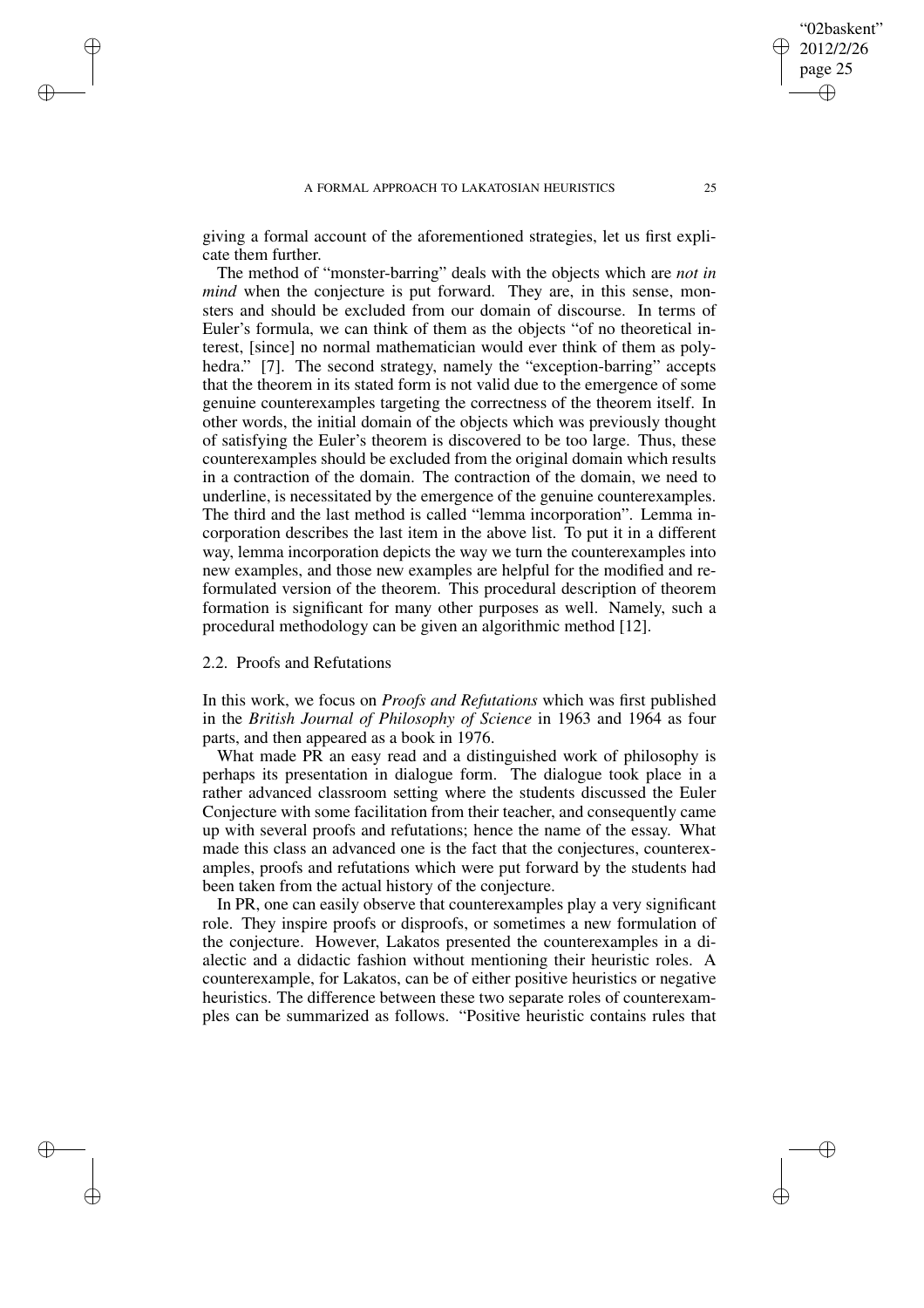giving a formal account of the aforementioned strategies, let us first explicate them further.

The method of "monster-barring" deals with the objects which are *not in mind* when the conjecture is put forward. They are, in this sense, monsters and should be excluded from our domain of discourse. In terms of Euler's formula, we can think of them as the objects "of no theoretical interest, [since] no normal mathematician would ever think of them as polyhedra." [7]. The second strategy, namely the "exception-barring" accepts that the theorem in its stated form is not valid due to the emergence of some genuine counterexamples targeting the correctness of the theorem itself. In other words, the initial domain of the objects which was previously thought of satisfying the Euler's theorem is discovered to be too large. Thus, these counterexamples should be excluded from the original domain which results in a contraction of the domain. The contraction of the domain, we need to underline, is necessitated by the emergence of the genuine counterexamples. The third and the last method is called "lemma incorporation". Lemma incorporation describes the last item in the above list. To put it in a different way, lemma incorporation depicts the way we turn the counterexamples into new examples, and those new examples are helpful for the modified and reformulated version of the theorem. This procedural description of theorem formation is significant for many other purposes as well. Namely, such a procedural methodology can be given an algorithmic method [12].

## 2.2. Proofs and Refutations

In this work, we focus on *Proofs and Refutations* which was first published in the *British Journal of Philosophy of Science* in 1963 and 1964 as four parts, and then appeared as a book in 1976.

What made PR an easy read and a distinguished work of philosophy is perhaps its presentation in dialogue form. The dialogue took place in a rather advanced classroom setting where the students discussed the Euler Conjecture with some facilitation from their teacher, and consequently came up with several proofs and refutations; hence the name of the essay. What made this class an advanced one is the fact that the conjectures, counterexamples, proofs and refutations which were put forward by the students had been taken from the actual history of the conjecture.

In PR, one can easily observe that counterexamples play a very significant role. They inspire proofs or disproofs, or sometimes a new formulation of the conjecture. However, Lakatos presented the counterexamples in a dialectic and a didactic fashion without mentioning their heuristic roles. A counterexample, for Lakatos, can be of either positive heuristics or negative heuristics. The difference between these two separate roles of counterexamples can be summarized as follows. "Positive heuristic contains rules that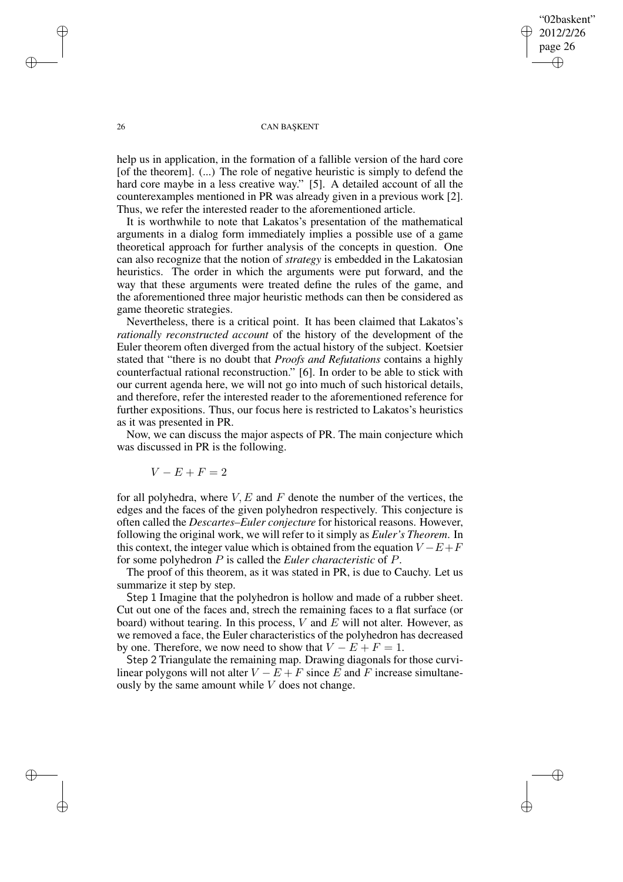help us in application, in the formation of a fallible version of the hard core [of the theorem]. (...) The role of negative heuristic is simply to defend the hard core maybe in a less creative way." [5]. A detailed account of all the counterexamples mentioned in PR was already given in a previous work [2]. Thus, we refer the interested reader to the aforementioned article.

It is worthwhile to note that Lakatos's presentation of the mathematical arguments in a dialog form immediately implies a possible use of a game theoretical approach for further analysis of the concepts in question. One can also recognize that the notion of *strategy* is embedded in the Lakatosian heuristics. The order in which the arguments were put forward, and the way that these arguments were treated define the rules of the game, and the aforementioned three major heuristic methods can then be considered as game theoretic strategies.

Nevertheless, there is a critical point. It has been claimed that Lakatos's *rationally reconstructed account* of the history of the development of the Euler theorem often diverged from the actual history of the subject. Koetsier stated that "there is no doubt that *Proofs and Refutations* contains a highly counterfactual rational reconstruction." [6]. In order to be able to stick with our current agenda here, we will not go into much of such historical details, and therefore, refer the interested reader to the aforementioned reference for further expositions. Thus, our focus here is restricted to Lakatos's heuristics as it was presented in PR.

Now, we can discuss the major aspects of PR. The main conjecture which was discussed in PR is the following.

$$V - E + F = 2$$

for all polyhedra, where $V, E$ and $F$ denote the number of the vertices, the edges and the faces of the given polyhedron respectively. This conjecture is often called the *Descartes–Euler conjecture* for historical reasons. However, following the original work, we will refer to it simply as *Euler's Theorem*. In this context, the integer value which is obtained from the equation $V - E + F$ for some polyhedron $P$ is called the *Euler characteristic* of $P$.

The proof of this theorem, as it was stated in PR, is due to Cauchy. Let us summarize it step by step.

Step 1 Imagine that the polyhedron is hollow and made of a rubber sheet. Cut out one of the faces and, strech the remaining faces to a flat surface (or board) without tearing. In this process, $V$ and $E$ will not alter. However, as we removed a face, the Euler characteristics of the polyhedron has decreased by one. Therefore, we now need to show that $V - E + F = 1$.

Step 2 Triangulate the remaining map. Drawing diagonals for those curvilinear polygons will not alter $V - E + F$ since $E$ and $F$ increase simultaneously by the same amount while $V$ does not change.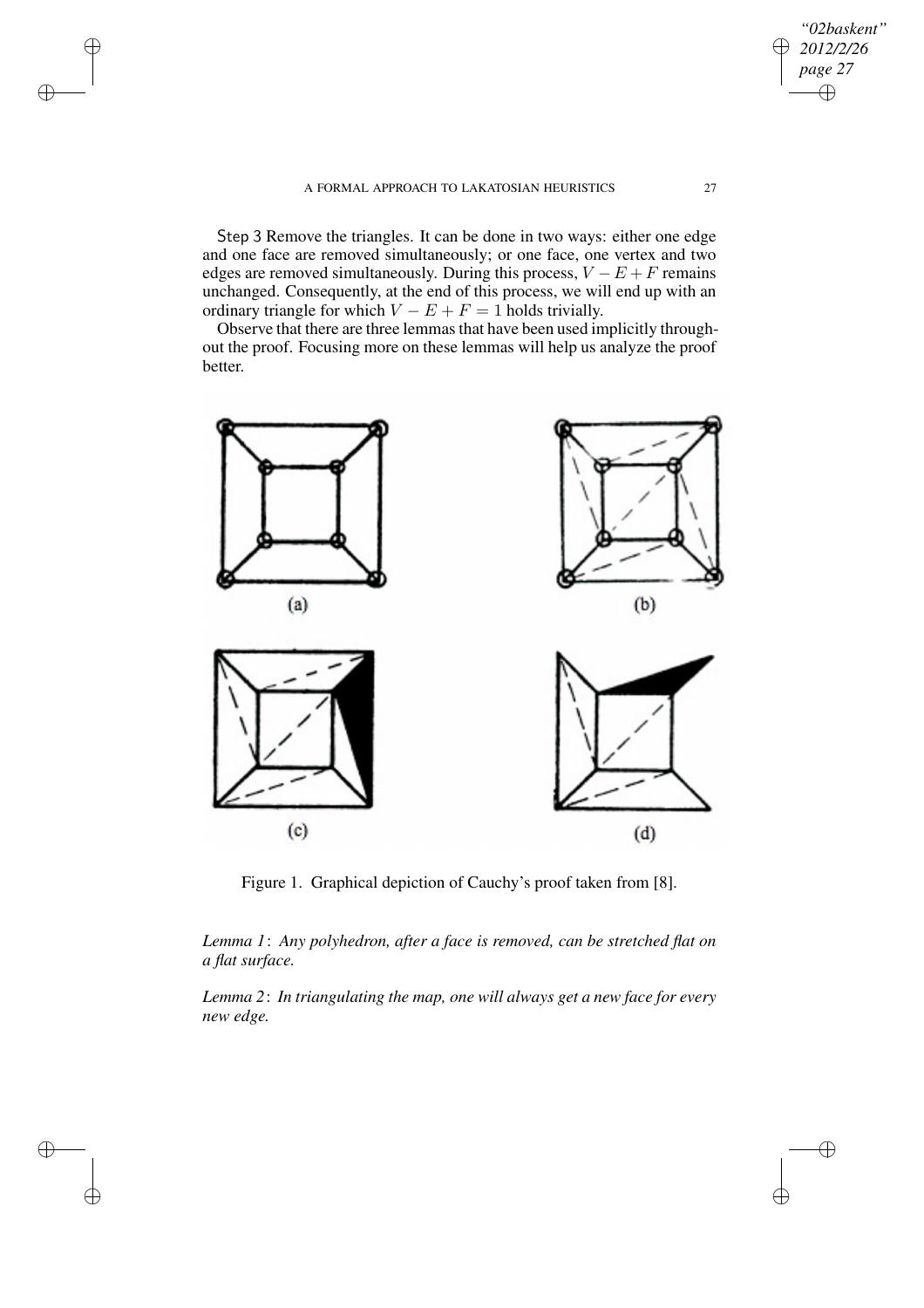Step 3 Remove the triangles. It can be done in two ways: either one edge and one face are removed simultaneously; or one face, one vertex and two edges are removed simultaneously. During this process, $V - E + F$ remains unchanged. Consequently, at the end of this process, we will end up with an ordinary triangle for which $V - E + F = 1$ holds trivially.

Observe that there are three lemmas that have been used implicitly throughout the proof. Focusing more on these lemmas will help us analyze the proof better.

Figure 1. Graphical depiction of Cauchy's proof taken from [8].

*Lemma 1*: *Any polyhedron, after a face is removed, can be stretched flat on a flat surface.*

*Lemma 2*: *In triangulating the map, one will always get a new face for every new edge.*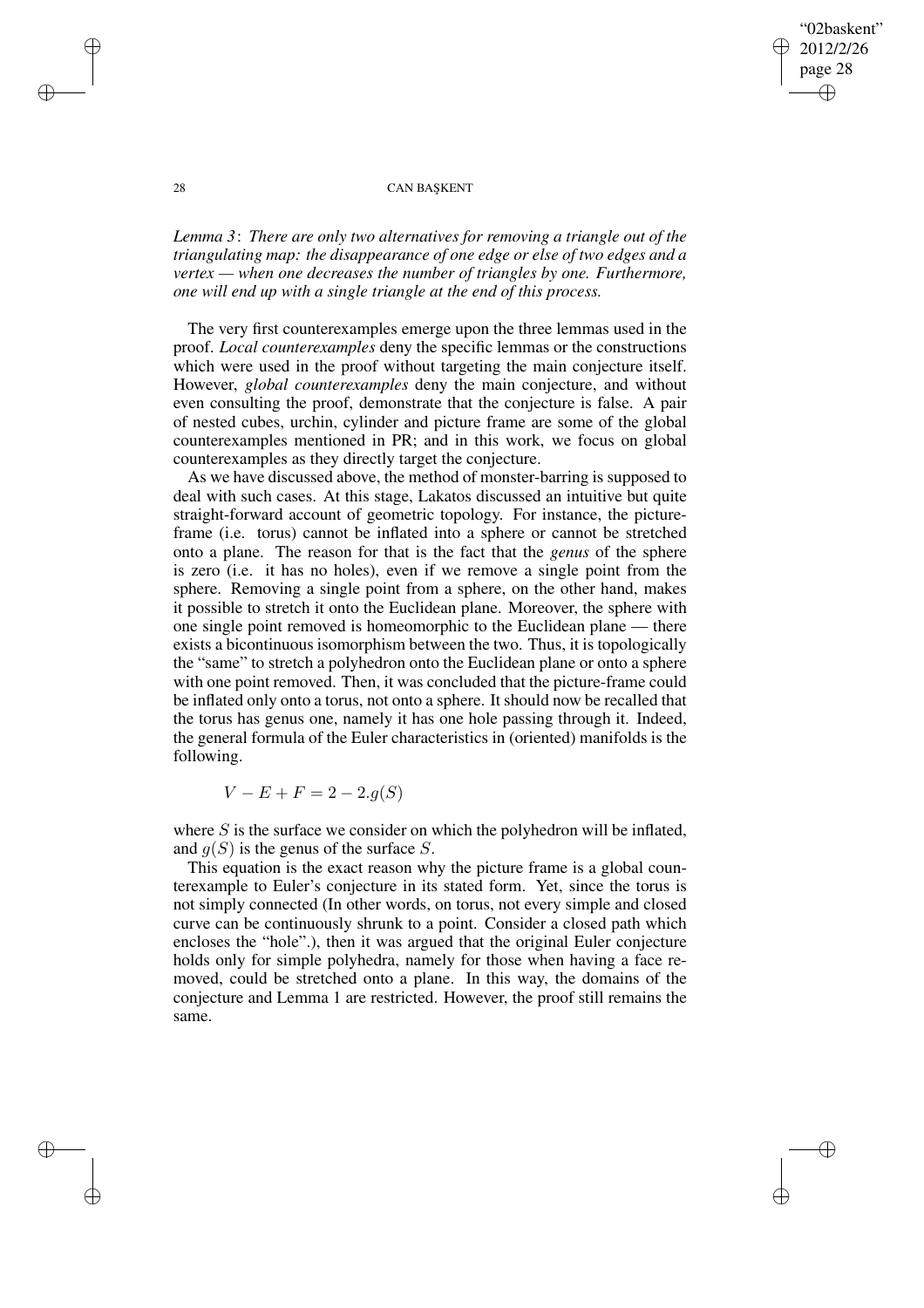*Lemma 3*: *There are only two alternatives for removing a triangle out of the triangulating map: the disappearance of one edge or else of two edges and a vertex — when one decreases the number of triangles by one. Furthermore, one will end up with a single triangle at the end of this process.*

The very first counterexamples emerge upon the three lemmas used in the proof. *Local counterexamples* deny the specific lemmas or the constructions which were used in the proof without targeting the main conjecture itself. However, *global counterexamples* deny the main conjecture, and without even consulting the proof, demonstrate that the conjecture is false. A pair of nested cubes, urchin, cylinder and picture frame are some of the global counterexamples mentioned in PR; and in this work, we focus on global counterexamples as they directly target the conjecture.

As we have discussed above, the method of monster-barring is supposed to deal with such cases. At this stage, Lakatos discussed an intuitive but quite straight-forward account of geometric topology. For instance, the picture-frame (i.e. torus) cannot be inflated into a sphere or cannot be stretched onto a plane. The reason for that is the fact that the *genus* of the sphere is zero (i.e. it has no holes), even if we remove a single point from the sphere. Removing a single point from a sphere, on the other hand, makes it possible to stretch it onto the Euclidean plane. Moreover, the sphere with one single point removed is homeomorphic to the Euclidean plane — there exists a bicontinuous isomorphism between the two. Thus, it is topologically the "same" to stretch a polyhedron onto the Euclidean plane or onto a sphere with one point removed. Then, it was concluded that the picture-frame could be inflated only onto a torus, not onto a sphere. It should now be recalled that the torus has genus one, namely it has one hole passing through it. Indeed, the general formula of the Euler characteristics in (oriented) manifolds is the following.

$$V - E + F = 2 - 2.g(S)$$

where $S$ is the surface we consider on which the polyhedron will be inflated, and $g(S)$ is the genus of the surface $S$.

This equation is the exact reason why the picture frame is a global counterexample to Euler's conjecture in its stated form. Yet, since the torus is not simply connected (In other words, on torus, not every simple and closed curve can be continuously shrunk to a point. Consider a closed path which encloses the "hole".), then it was argued that the original Euler conjecture holds only for simple polyhedra, namely for those when having a face removed, could be stretched onto a plane. In this way, the domains of the conjecture and Lemma 1 are restricted. However, the proof still remains the same.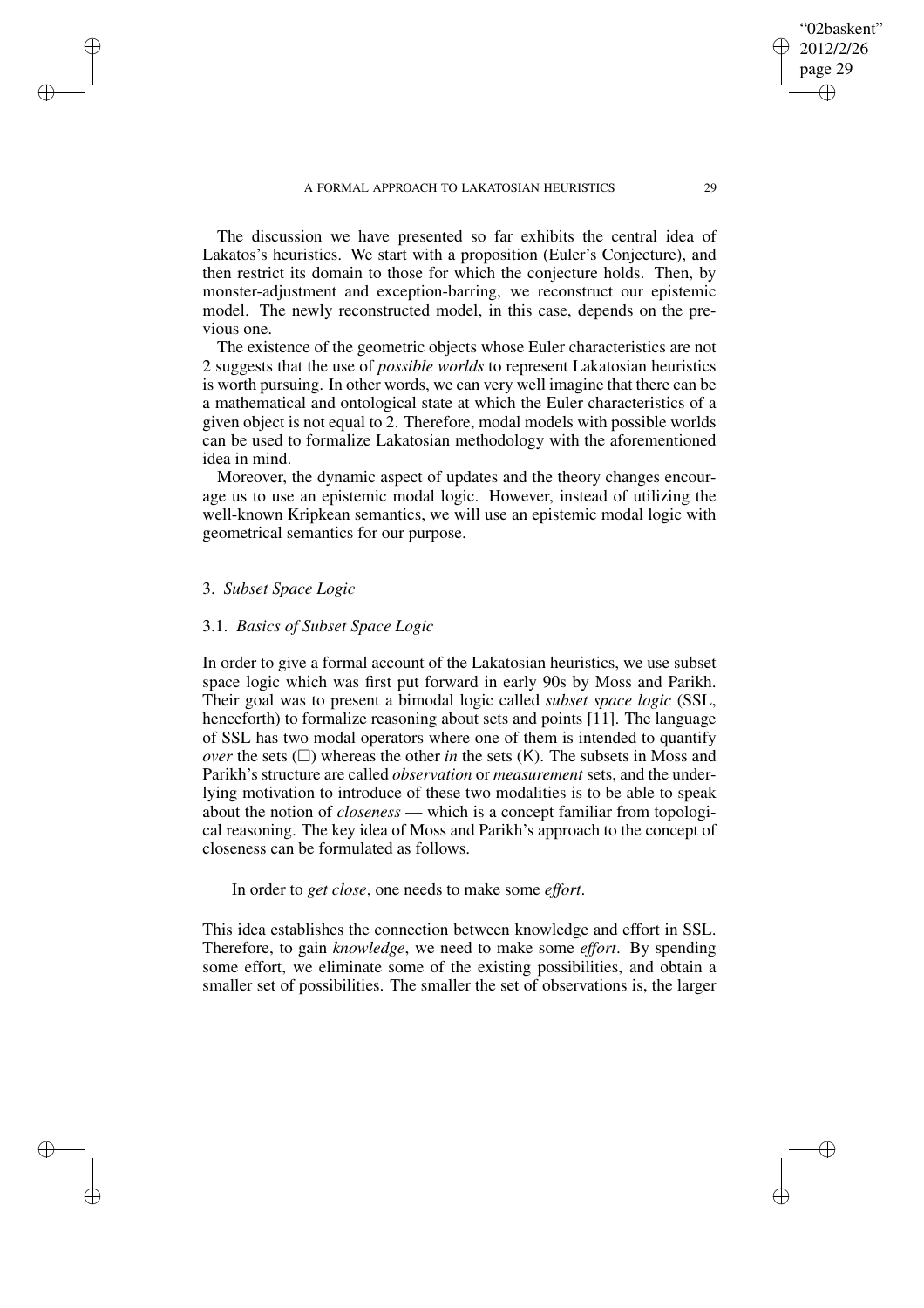The discussion we have presented so far exhibits the central idea of Lakatos's heuristics. We start with a proposition (Euler's Conjecture), and then restrict its domain to those for which the conjecture holds. Then, by monster-adjustment and exception-barring, we reconstruct our epistemic model. The newly reconstructed model, in this case, depends on the previous one.

The existence of the geometric objects whose Euler characteristics are not 2 suggests that the use of *possible worlds* to represent Lakatosian heuristics is worth pursuing. In other words, we can very well imagine that there can be a mathematical and ontological state at which the Euler characteristics of a given object is not equal to 2. Therefore, modal models with possible worlds can be used to formalize Lakatosian methodology with the aforementioned idea in mind.

Moreover, the dynamic aspect of updates and the theory changes encourage us to use an epistemic modal logic. However, instead of utilizing the well-known Kripkean semantics, we will use an epistemic modal logic with geometrical semantics for our purpose.

## 3. *Subset Space Logic*

### 3.1. *Basics of Subset Space Logic*

In order to give a formal account of the Lakatosian heuristics, we use subset space logic which was first put forward in early 90s by Moss and Parikh. Their goal was to present a bimodal logic called *subset space logic* (SSL, henceforth) to formalize reasoning about sets and points [11]. The language of SSL has two modal operators where one of them is intended to quantify *over* the sets ($\Box$) whereas the other *in* the sets ($\mathsf{K}$). The subsets in Moss and Parikh's structure are called *observation* or *measurement* sets, and the underlying motivation to introduce of these two modalities is to be able to speak about the notion of *closeness* — which is a concept familiar from topological reasoning. The key idea of Moss and Parikh's approach to the concept of closeness can be formulated as follows.

In order to *get close*, one needs to make some *effort*.

This idea establishes the connection between knowledge and effort in SSL. Therefore, to gain *knowledge*, we need to make some *effort*. By spending some effort, we eliminate some of the existing possibilities, and obtain a smaller set of possibilities. The smaller the set of observations is, the larger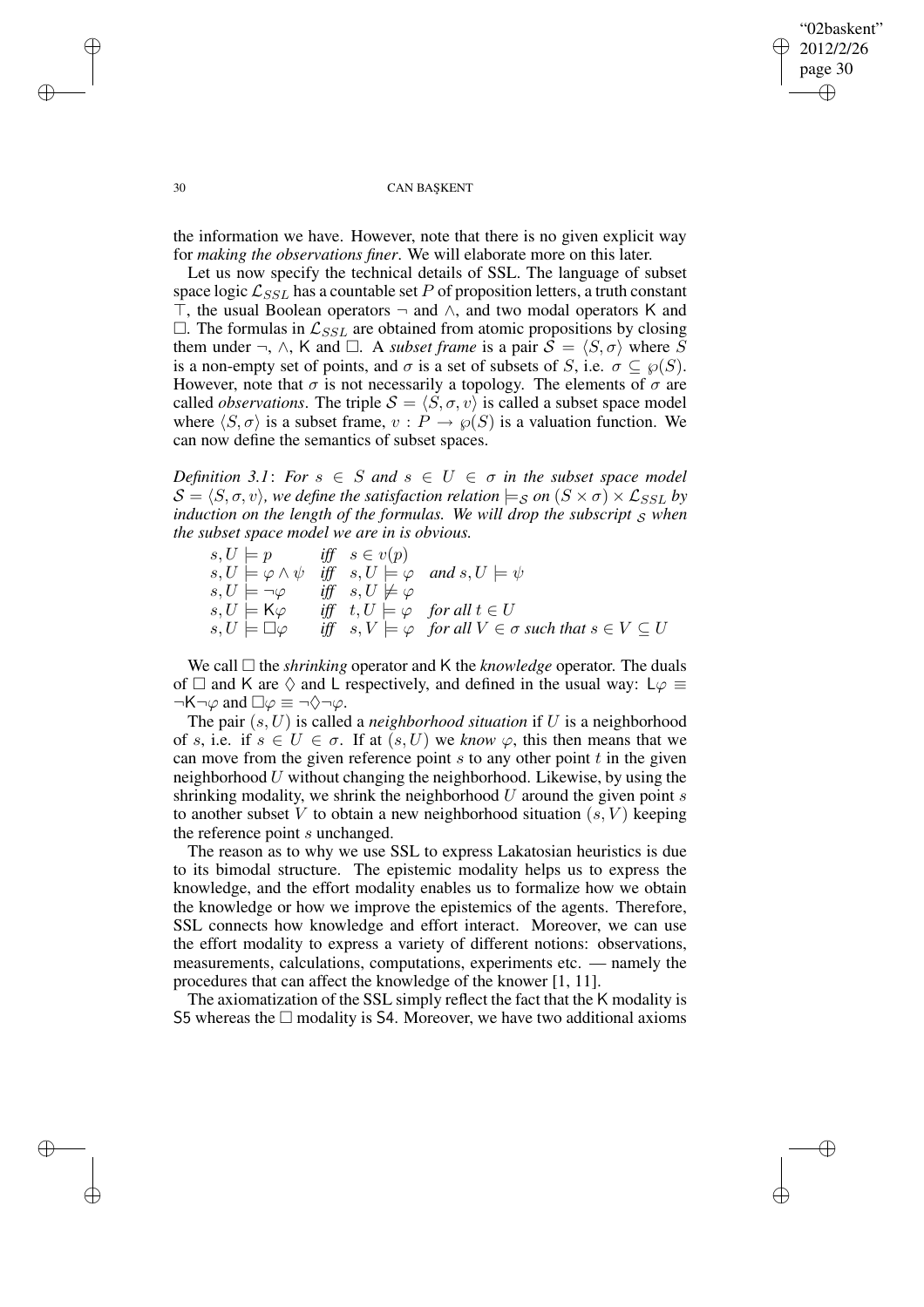the information we have. However, note that there is no given explicit way for *making the observations finer*. We will elaborate more on this later.

Let us now specify the technical details of SSL. The language of subset space logic $\mathcal{L}_{SSL}$ has a countable set $P$ of proposition letters, a truth constant $\top$, the usual Boolean operators $\neg$ and $\wedge$, and two modal operators $\mathsf{K}$ and $\Box$. The formulas in $\mathcal{L}_{SSL}$ are obtained from atomic propositions by closing them under $\neg$, $\wedge$, $\mathsf{K}$ and $\Box$. A *subset frame* is a pair $\mathcal{S} = \langle S, \sigma \rangle$ where $S$ is a non-empty set of points, and $\sigma$ is a set of subsets of $S$, i.e. $\sigma \subseteq \wp(S)$. However, note that $\sigma$ is not necessarily a topology. The elements of $\sigma$ are called *observations*. The triple $\mathcal{S} = \langle S, \sigma, v \rangle$ is called a subset space model where $\langle S, \sigma \rangle$ is a subset frame, $v : P \to \wp(S)$ is a valuation function. We can now define the semantics of subset spaces.

*Definition 3.1*: *For $s \in S$ and $s \in U \in \sigma$ in the subset space model $\mathcal{S} = \langle S, \sigma, v \rangle$, we define the satisfaction relation $\models_{\mathcal{S}}$ on $(S \times \sigma) \times \mathcal{L}_{SSL}$ by induction on the length of the formulas. We will drop the subscript $_{\mathcal{S}}$ when the subset space model we are in is obvious.*

$$
\begin{array}{lll}
s, U \models p & \textit{iff} & s \in v(p) \\
s, U \models \varphi \wedge \psi & \textit{iff} & s, U \models \varphi \ \ \textit{and } s, U \models \psi \\
s, U \models \neg \varphi & \textit{iff} & s, U \not\models \varphi \\
s, U \models \mathsf{K}\varphi & \textit{iff} & t, U \models \varphi \ \ \textit{for all } t \in U \\
s, U \models \Box \varphi & \textit{iff} & s, V \models \varphi \ \ \textit{for all } V \in \sigma \textit{ such that } s \in V \subseteq U
\end{array}
$$

We call $\Box$ the *shrinking* operator and $\mathsf{K}$ the *knowledge* operator. The duals of $\Box$ and $\mathsf{K}$ are $\Diamond$ and $\mathsf{L}$ respectively, and defined in the usual way: $\mathsf{L}\varphi \equiv \neg\mathsf{K}\neg\varphi$ and $\Box\varphi \equiv \neg\Diamond\neg\varphi$.

The pair $(s, U)$ is called a *neighborhood situation* if $U$ is a neighborhood of $s$, i.e. if $s \in U \in \sigma$. If at $(s, U)$ we *know* $\varphi$, this then means that we can move from the given reference point $s$ to any other point $t$ in the given neighborhood $U$ without changing the neighborhood. Likewise, by using the shrinking modality, we shrink the neighborhood $U$ around the given point $s$ to another subset $V$ to obtain a new neighborhood situation $(s, V)$ keeping the reference point $s$ unchanged.

The reason as to why we use SSL to express Lakatosian heuristics is due to its bimodal structure. The epistemic modality helps us to express the knowledge, and the effort modality enables us to formalize how we obtain the knowledge or how we improve the epistemics of the agents. Therefore, SSL connects how knowledge and effort interact. Moreover, we can use the effort modality to express a variety of different notions: observations, measurements, calculations, computations, experiments etc. — namely the procedures that can affect the knowledge of the knower [1, 11].

The axiomatization of the SSL simply reflect the fact that the $\mathsf{K}$ modality is S5 whereas the $\Box$ modality is S4. Moreover, we have two additional axioms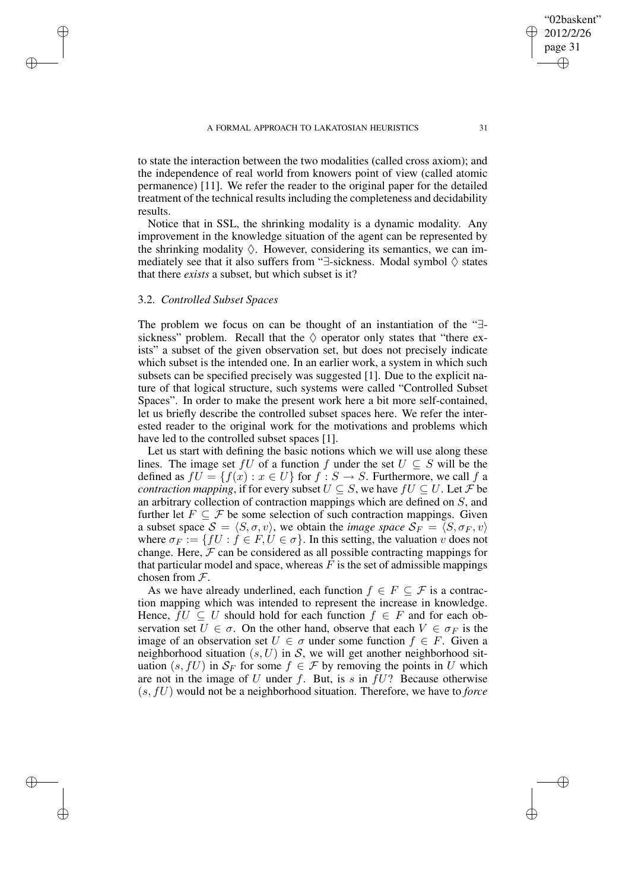to state the interaction between the two modalities (called cross axiom); and the independence of real world from knowers point of view (called atomic permanence) [11]. We refer the reader to the original paper for the detailed treatment of the technical results including the completeness and decidability results.

Notice that in SSL, the shrinking modality is a dynamic modality. Any improvement in the knowledge situation of the agent can be represented by the shrinking modality $\Diamond$. However, considering its semantics, we can immediately see that it also suffers from "$\exists$-sickness. Modal symbol $\Diamond$ states that there *exists* a subset, but which subset is it?

### 3.2. *Controlled Subset Spaces*

The problem we focus on can be thought of an instantiation of the "$\exists$-sickness" problem. Recall that the $\Diamond$ operator only states that "there exists" a subset of the given observation set, but does not precisely indicate which subset is the intended one. In an earlier work, a system in which such subsets can be specified precisely was suggested [1]. Due to the explicit nature of that logical structure, such systems were called "Controlled Subset Spaces". In order to make the present work here a bit more self-contained, let us briefly describe the controlled subset spaces here. We refer the interested reader to the original work for the motivations and problems which have led to the controlled subset spaces [1].

Let us start with defining the basic notions which we will use along these lines. The image set $fU$ of a function $f$ under the set $U \subseteq S$ will be the defined as $fU = \{f(x) : x \in U\}$ for $f : S \to S$. Furthermore, we call $f$ a *contraction mapping*, if for every subset $U \subseteq S$, we have $fU \subseteq U$. Let $\mathcal{F}$ be an arbitrary collection of contraction mappings which are defined on $S$, and further let $F \subseteq \mathcal{F}$ be some selection of such contraction mappings. Given a subset space $\mathcal{S} = \langle S, \sigma, v\rangle$, we obtain the *image space* $\mathcal{S}_F = \langle S, \sigma_F, v\rangle$ where $\sigma_F := \{fU : f \in F, U \in \sigma\}$. In this setting, the valuation $v$ does not change. Here, $\mathcal{F}$ can be considered as all possible contracting mappings for that particular model and space, whereas $F$ is the set of admissible mappings chosen from $\mathcal{F}$.

As we have already underlined, each function $f \in F \subseteq \mathcal{F}$ is a contraction mapping which was intended to represent the increase in knowledge. Hence, $fU \subseteq U$ should hold for each function $f \in F$ and for each observation set $U \in \sigma$. On the other hand, observe that each $V \in \sigma_F$ is the image of an observation set $U \in \sigma$ under some function $f \in F$. Given a neighborhood situation $(s, U)$ in $\mathcal{S}$, we will get another neighborhood situation $(s, fU)$ in $\mathcal{S}_F$ for some $f \in \mathcal{F}$ by removing the points in $U$ which are not in the image of $U$ under $f$. But, is $s$ in $fU$? Because otherwise $(s, fU)$ would not be a neighborhood situation. Therefore, we have to *force*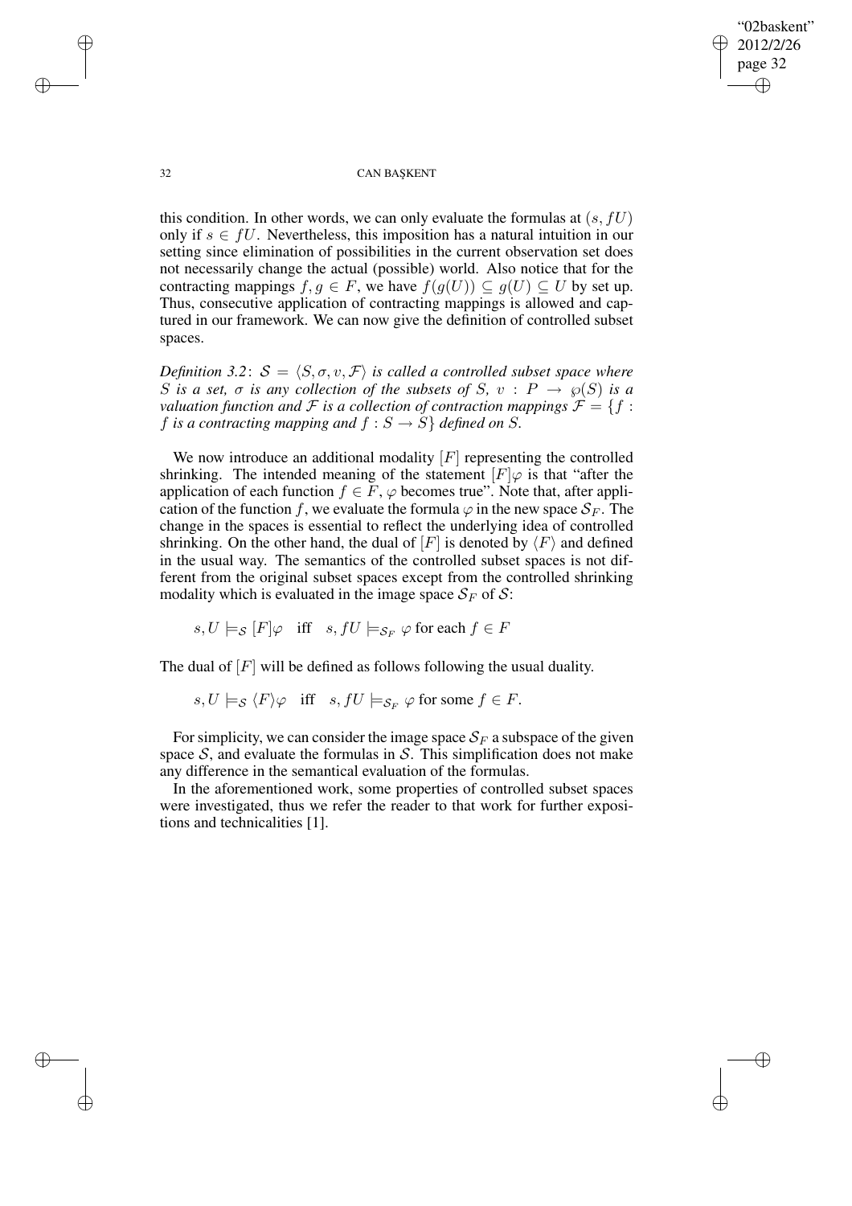this condition. In other words, we can only evaluate the formulas at $(s, fU)$ only if $s \in fU$. Nevertheless, this imposition has a natural intuition in our setting since elimination of possibilities in the current observation set does not necessarily change the actual (possible) world. Also notice that for the contracting mappings $f, g \in F$, we have $f(g(U)) \subseteq g(U) \subseteq U$ by set up. Thus, consecutive application of contracting mappings is allowed and captured in our framework. We can now give the definition of controlled subset spaces.

*Definition 3.2*: *$\mathcal{S} = \langle S, \sigma, v, \mathcal{F} \rangle$ is called a controlled subset space where $S$ is a set, $\sigma$ is any collection of the subsets of $S$, $v : P \to \wp(S)$ is a valuation function and $\mathcal{F}$ is a collection of contraction mappings $\mathcal{F} = \{f :$ $f$ is a contracting mapping and $f : S \to S\}$ defined on $S$.*

We now introduce an additional modality $[F]$ representing the controlled shrinking. The intended meaning of the statement $[F]\varphi$ is that "after the application of each function $f \in F$, $\varphi$ becomes true". Note that, after application of the function $f$, we evaluate the formula $\varphi$ in the new space $\mathcal{S}_F$. The change in the spaces is essential to reflect the underlying idea of controlled shrinking. On the other hand, the dual of $[F]$ is denoted by $\langle F \rangle$ and defined in the usual way. The semantics of the controlled subset spaces is not different from the original subset spaces except from the controlled shrinking modality which is evaluated in the image space $\mathcal{S}_F$ of $\mathcal{S}$:

$$s, U \models_{\mathcal{S}} [F]\varphi \quad \text{iff} \quad s, fU \models_{\mathcal{S}_F} \varphi \text{ for each } f \in F$$

The dual of $[F]$ will be defined as follows following the usual duality.

$$s, U \models_{\mathcal{S}} \langle F \rangle \varphi \quad \text{iff} \quad s, fU \models_{\mathcal{S}_F} \varphi \text{ for some } f \in F.$$

For simplicity, we can consider the image space $\mathcal{S}_F$ a subspace of the given space $\mathcal{S}$, and evaluate the formulas in $\mathcal{S}$. This simplification does not make any difference in the semantical evaluation of the formulas.

In the aforementioned work, some properties of controlled subset spaces were investigated, thus we refer the reader to that work for further expositions and technicalities [1].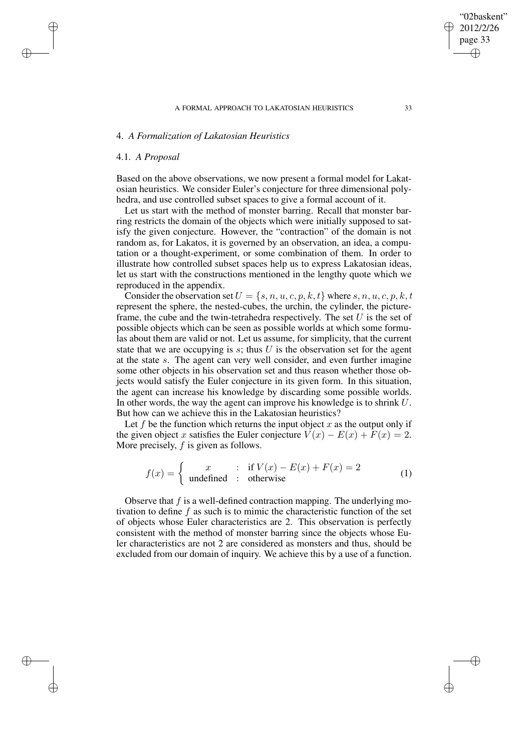## 4. *A Formalization of Lakatosian Heuristics*

### 4.1. *A Proposal*

Based on the above observations, we now present a formal model for Lakatosian heuristics. We consider Euler's conjecture for three dimensional polyhedra, and use controlled subset spaces to give a formal account of it.

Let us start with the method of monster barring. Recall that monster barring restricts the domain of the objects which were initially supposed to satisfy the given conjecture. However, the "contraction" of the domain is not random as, for Lakatos, it is governed by an observation, an idea, a computation or a thought-experiment, or some combination of them. In order to illustrate how controlled subset spaces help us to express Lakatosian ideas, let us start with the constructions mentioned in the lengthy quote which we reproduced in the appendix.

Consider the observation set $U = \{s, n, u, c, p, k, t\}$ where $s, n, u, c, p, k, t$ represent the sphere, the nested-cubes, the urchin, the cylinder, the picture-frame, the cube and the twin-tetrahedra respectively. The set $U$ is the set of possible objects which can be seen as possible worlds at which some formulas about them are valid or not. Let us assume, for simplicity, that the current state that we are occupying is $s$; thus $U$ is the observation set for the agent at the state $s$. The agent can very well consider, and even further imagine some other objects in his observation set and thus reason whether those objects would satisfy the Euler conjecture in its given form. In this situation, the agent can increase his knowledge by discarding some possible worlds. In other words, the way the agent can improve his knowledge is to shrink $U$. But how can we achieve this in the Lakatosian heuristics?

Let $f$ be the function which returns the input object $x$ as the output only if the given object $x$ satisfies the Euler conjecture $V(x) - E(x) + F(x) = 2$. More precisely, $f$ is given as follows.

$$f(x) = \begin{cases} x & : \text{ if } V(x) - E(x) + F(x) = 2 \\ \text{undefined} & : \text{ otherwise} \end{cases} \tag{1}$$

Observe that $f$ is a well-defined contraction mapping. The underlying motivation to define $f$ as such is to mimic the characteristic function of the set of objects whose Euler characteristics are 2. This observation is perfectly consistent with the method of monster barring since the objects whose Euler characteristics are not 2 are considered as monsters and thus, should be excluded from our domain of inquiry. We achieve this by a use of a function.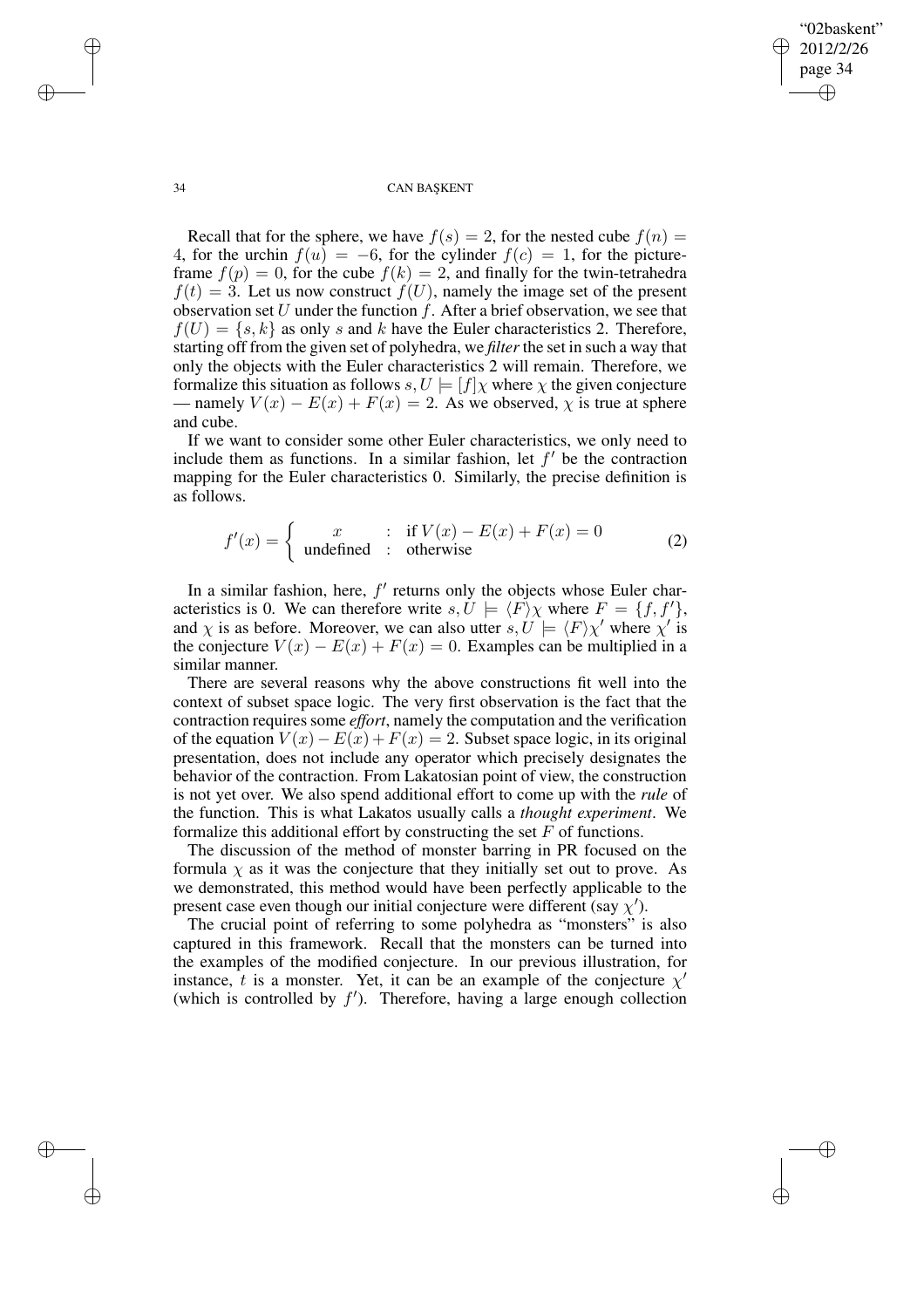Recall that for the sphere, we have $f(s) = 2$, for the nested cube $f(n) = 4$, for the urchin $f(u) = -6$, for the cylinder $f(c) = 1$, for the picture-frame $f(p) = 0$, for the cube $f(k) = 2$, and finally for the twin-tetrahedra $f(t) = 3$. Let us now construct $f(U)$, namely the image set of the present observation set $U$ under the function $f$. After a brief observation, we see that $f(U) = \{s, k\}$ as only $s$ and $k$ have the Euler characteristics 2. Therefore, starting off from the given set of polyhedra, we *filter* the set in such a way that only the objects with the Euler characteristics 2 will remain. Therefore, we formalize this situation as follows $s, U \models [f]\chi$ where $\chi$ the given conjecture — namely $V(x) - E(x) + F(x) = 2$. As we observed, $\chi$ is true at sphere and cube.

If we want to consider some other Euler characteristics, we only need to include them as functions. In a similar fashion, let $f'$ be the contraction mapping for the Euler characteristics 0. Similarly, the precise definition is as follows.

$$f'(x) = \begin{cases} x & : \text{ if } V(x) - E(x) + F(x) = 0 \\ \text{undefined} & : \text{ otherwise} \end{cases} \tag{2}$$

In a similar fashion, here, $f'$ returns only the objects whose Euler characteristics is 0. We can therefore write $s, U \models \langle F \rangle \chi$ where $F = \{f, f'\}$, and $\chi$ is as before. Moreover, we can also utter $s, U \models \langle F \rangle \chi'$ where $\chi'$ is the conjecture $V(x) - E(x) + F(x) = 0$. Examples can be multiplied in a similar manner.

There are several reasons why the above constructions fit well into the context of subset space logic. The very first observation is the fact that the contraction requires some *effort*, namely the computation and the verification of the equation $V(x) - E(x) + F(x) = 2$. Subset space logic, in its original presentation, does not include any operator which precisely designates the behavior of the contraction. From Lakatosian point of view, the construction is not yet over. We also spend additional effort to come up with the *rule* of the function. This is what Lakatos usually calls a *thought experiment*. We formalize this additional effort by constructing the set $F$ of functions.

The discussion of the method of monster barring in PR focused on the formula $\chi$ as it was the conjecture that they initially set out to prove. As we demonstrated, this method would have been perfectly applicable to the present case even though our initial conjecture were different (say $\chi'$).

The crucial point of referring to some polyhedra as "monsters" is also captured in this framework. Recall that the monsters can be turned into the examples of the modified conjecture. In our previous illustration, for instance, $t$ is a monster. Yet, it can be an example of the conjecture $\chi'$ (which is controlled by $f'$). Therefore, having a large enough collection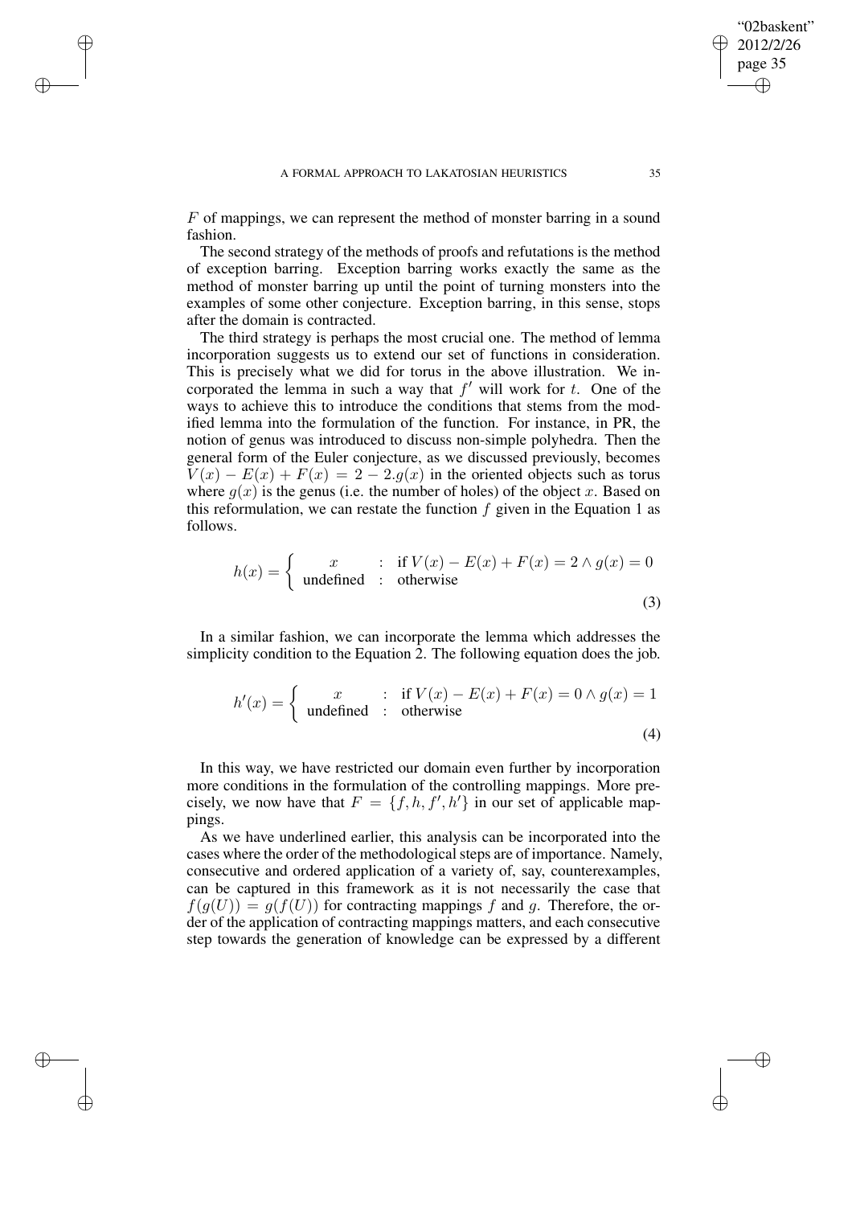$F$ of mappings, we can represent the method of monster barring in a sound fashion.

The second strategy of the methods of proofs and refutations is the method of exception barring. Exception barring works exactly the same as the method of monster barring up until the point of turning monsters into the examples of some other conjecture. Exception barring, in this sense, stops after the domain is contracted.

The third strategy is perhaps the most crucial one. The method of lemma incorporation suggests us to extend our set of functions in consideration. This is precisely what we did for torus in the above illustration. We incorporated the lemma in such a way that $f'$ will work for $t$. One of the ways to achieve this to introduce the conditions that stems from the modified lemma into the formulation of the function. For instance, in PR, the notion of genus was introduced to discuss non-simple polyhedra. Then the general form of the Euler conjecture, as we discussed previously, becomes $V(x) - E(x) + F(x) = 2 - 2.g(x)$ in the oriented objects such as torus where $g(x)$ is the genus (i.e. the number of holes) of the object $x$. Based on this reformulation, we can restate the function $f$ given in the Equation 1 as follows.

$$h(x) = \begin{cases} x & : \text{ if } V(x) - E(x) + F(x) = 2 \wedge g(x) = 0 \\ \text{undefined} & : \text{ otherwise} \end{cases} \tag{3}$$

In a similar fashion, we can incorporate the lemma which addresses the simplicity condition to the Equation 2. The following equation does the job.

$$h'(x) = \begin{cases} x & : \text{ if } V(x) - E(x) + F(x) = 0 \wedge g(x) = 1 \\ \text{undefined} & : \text{ otherwise} \end{cases} \tag{4}$$

In this way, we have restricted our domain even further by incorporation more conditions in the formulation of the controlling mappings. More precisely, we now have that $F = \{f, h, f', h'\}$ in our set of applicable mappings.

As we have underlined earlier, this analysis can be incorporated into the cases where the order of the methodological steps are of importance. Namely, consecutive and ordered application of a variety of, say, counterexamples, can be captured in this framework as it is not necessarily the case that $f(g(U)) = g(f(U))$ for contracting mappings $f$ and $g$. Therefore, the order of the application of contracting mappings matters, and each consecutive step towards the generation of knowledge can be expressed by a different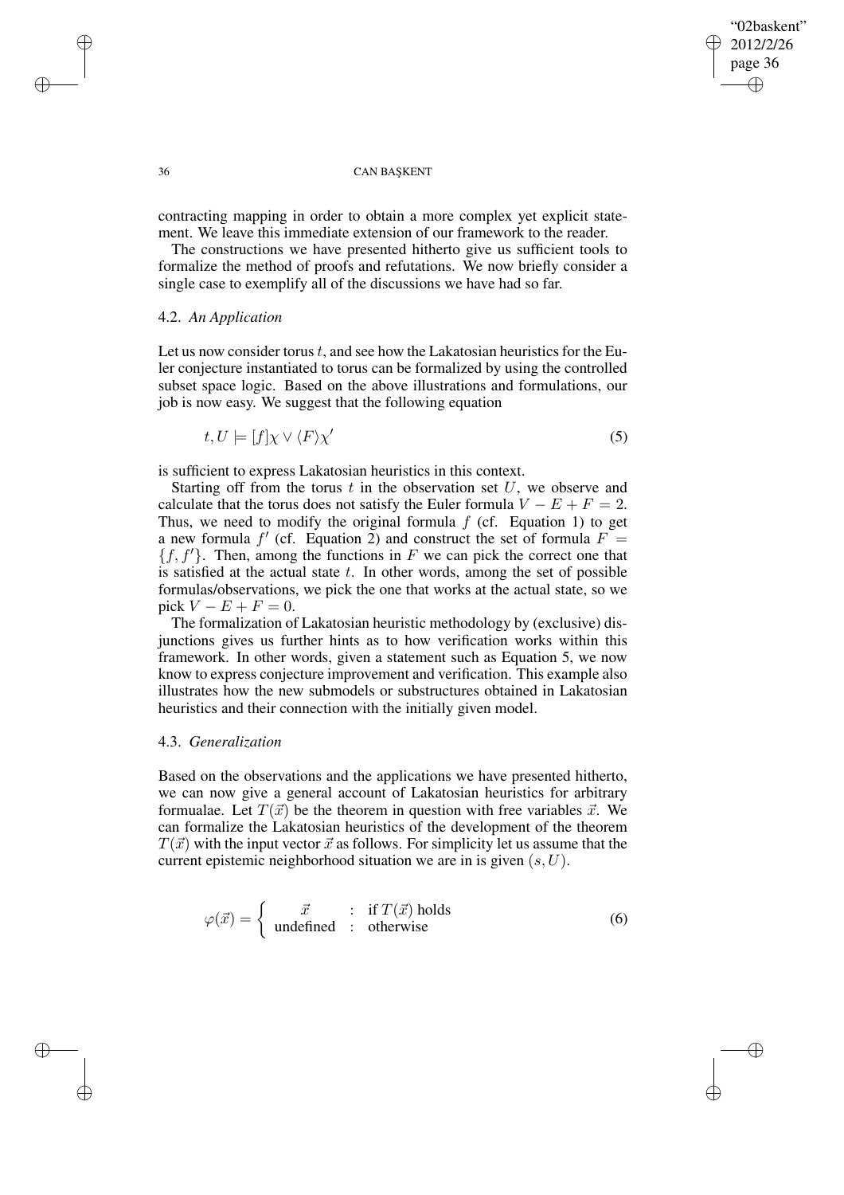contracting mapping in order to obtain a more complex yet explicit statement. We leave this immediate extension of our framework to the reader.

The constructions we have presented hitherto give us sufficient tools to formalize the method of proofs and refutations. We now briefly consider a single case to exemplify all of the discussions we have had so far.

### 4.2. *An Application*

Let us now consider torus $t$, and see how the Lakatosian heuristics for the Euler conjecture instantiated to torus can be formalized by using the controlled subset space logic. Based on the above illustrations and formulations, our job is now easy. We suggest that the following equation

$$t, U \models [f]\chi \vee \langle F \rangle \chi' \tag{5}$$

is sufficient to express Lakatosian heuristics in this context.

Starting off from the torus $t$ in the observation set $U$, we observe and calculate that the torus does not satisfy the Euler formula $V - E + F = 2$. Thus, we need to modify the original formula $f$ (cf. Equation 1) to get a new formula $f'$ (cf. Equation 2) and construct the set of formula $F = \{f, f'\}$. Then, among the functions in $F$ we can pick the correct one that is satisfied at the actual state $t$. In other words, among the set of possible formulas/observations, we pick the one that works at the actual state, so we pick $V - E + F = 0$.

The formalization of Lakatosian heuristic methodology by (exclusive) disjunctions gives us further hints as to how verification works within this framework. In other words, given a statement such as Equation 5, we now know to express conjecture improvement and verification. This example also illustrates how the new submodels or substructures obtained in Lakatosian heuristics and their connection with the initially given model.

### 4.3. *Generalization*

Based on the observations and the applications we have presented hitherto, we can now give a general account of Lakatosian heuristics for arbitrary formualae. Let $T(\vec{x})$ be the theorem in question with free variables $\vec{x}$. We can formalize the Lakatosian heuristics of the development of the theorem $T(\vec{x})$ with the input vector $\vec{x}$ as follows. For simplicity let us assume that the current epistemic neighborhood situation we are in is given $(s, U)$.

$$\varphi(\vec{x}) = \begin{cases} \vec{x} & : \text{ if } T(\vec{x}) \text{ holds} \\ \text{undefined} & : \text{ otherwise} \end{cases} \tag{6}$$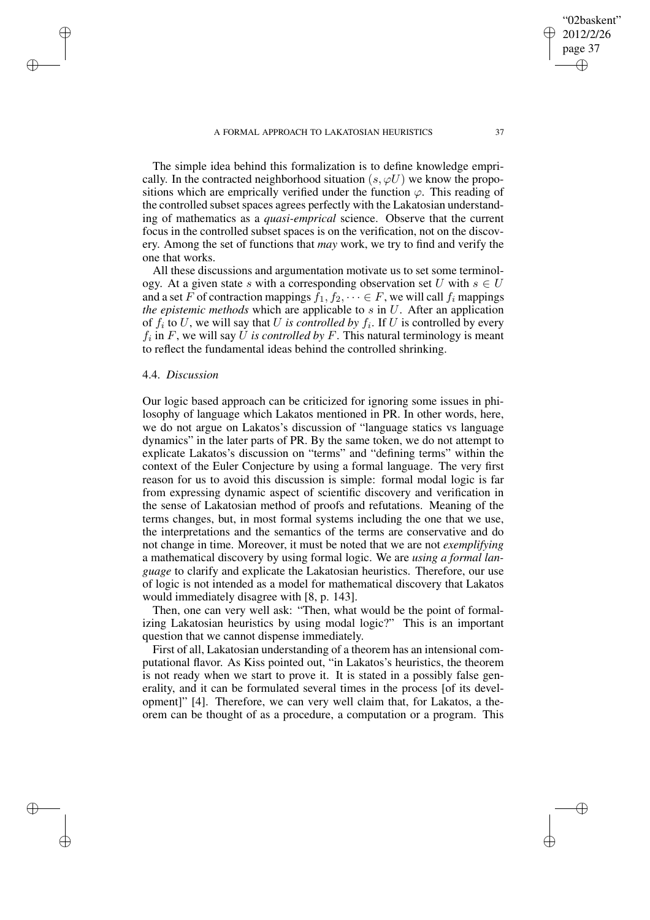The simple idea behind this formalization is to define knowledge emprically. In the contracted neighborhood situation $(s, \varphi U)$ we know the propositions which are emprically verified under the function $\varphi$. This reading of the controlled subset spaces agrees perfectly with the Lakatosian understanding of mathematics as a *quasi-emprical* science. Observe that the current focus in the controlled subset spaces is on the verification, not on the discovery. Among the set of functions that *may* work, we try to find and verify the one that works.

All these discussions and argumentation motivate us to set some terminology. At a given state $s$ with a corresponding observation set $U$ with $s \in U$ and a set $F$ of contraction mappings $f_1, f_2, \dots \in F$, we will call $f_i$ mappings *the epistemic methods* which are applicable to $s$ in $U$. After an application of $f_i$ to $U$, we will say that $U$ *is controlled by* $f_i$. If $U$ is controlled by every $f_i$ in $F$, we will say $U$ *is controlled by* $F$. This natural terminology is meant to reflect the fundamental ideas behind the controlled shrinking.

### 4.4. *Discussion*

Our logic based approach can be criticized for ignoring some issues in philosophy of language which Lakatos mentioned in PR. In other words, here, we do not argue on Lakatos's discussion of "language statics vs language dynamics" in the later parts of PR. By the same token, we do not attempt to explicate Lakatos's discussion on "terms" and "defining terms" within the context of the Euler Conjecture by using a formal language. The very first reason for us to avoid this discussion is simple: formal modal logic is far from expressing dynamic aspect of scientific discovery and verification in the sense of Lakatosian method of proofs and refutations. Meaning of the terms changes, but, in most formal systems including the one that we use, the interpretations and the semantics of the terms are conservative and do not change in time. Moreover, it must be noted that we are not *exemplifying* a mathematical discovery by using formal logic. We are *using a formal language* to clarify and explicate the Lakatosian heuristics. Therefore, our use of logic is not intended as a model for mathematical discovery that Lakatos would immediately disagree with [8, p. 143].

Then, one can very well ask: "Then, what would be the point of formalizing Lakatosian heuristics by using modal logic?" This is an important question that we cannot dispense immediately.

First of all, Lakatosian understanding of a theorem has an intensional computational flavor. As Kiss pointed out, "in Lakatos's heuristics, the theorem is not ready when we start to prove it. It is stated in a possibly false generality, and it can be formulated several times in the process [of its development]" [4]. Therefore, we can very well claim that, for Lakatos, a theorem can be thought of as a procedure, a computation or a program. This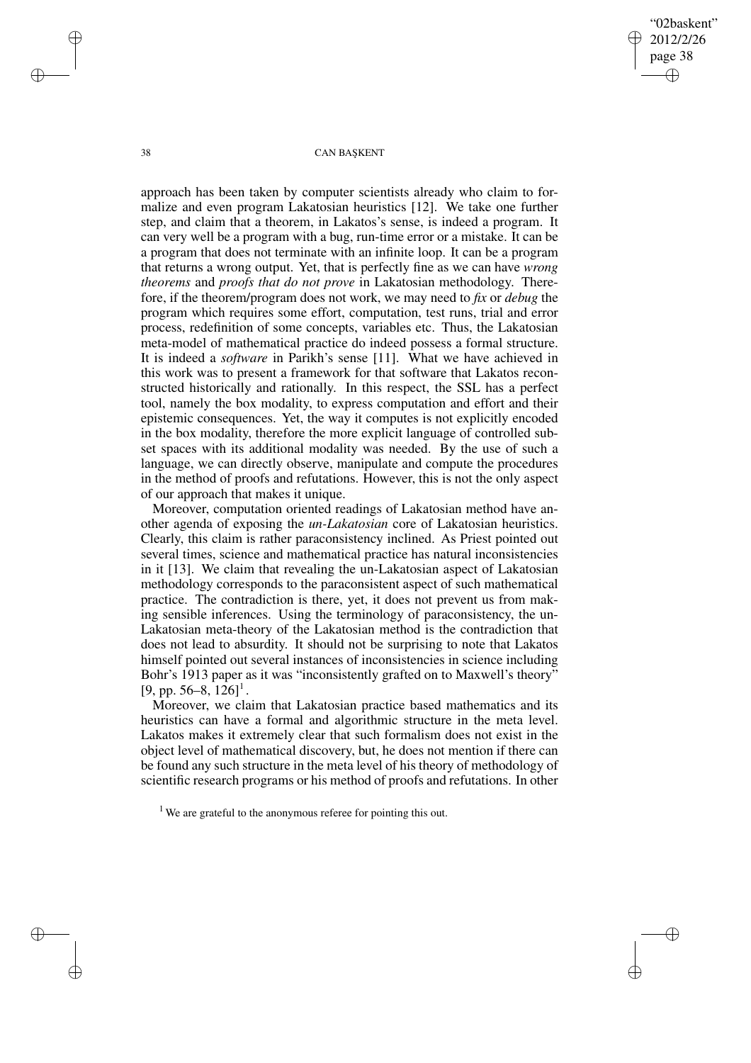approach has been taken by computer scientists already who claim to formalize and even program Lakatosian heuristics [12]. We take one further step, and claim that a theorem, in Lakatos's sense, is indeed a program. It can very well be a program with a bug, run-time error or a mistake. It can be a program that does not terminate with an infinite loop. It can be a program that returns a wrong output. Yet, that is perfectly fine as we can have *wrong theorems* and *proofs that do not prove* in Lakatosian methodology. Therefore, if the theorem/program does not work, we may need to *fix* or *debug* the program which requires some effort, computation, test runs, trial and error process, redefinition of some concepts, variables etc. Thus, the Lakatosian meta-model of mathematical practice do indeed possess a formal structure. It is indeed a *software* in Parikh's sense [11]. What we have achieved in this work was to present a framework for that software that Lakatos reconstructed historically and rationally. In this respect, the SSL has a perfect tool, namely the box modality, to express computation and effort and their epistemic consequences. Yet, the way it computes is not explicitly encoded in the box modality, therefore the more explicit language of controlled subset spaces with its additional modality was needed. By the use of such a language, we can directly observe, manipulate and compute the procedures in the method of proofs and refutations. However, this is not the only aspect of our approach that makes it unique.

Moreover, computation oriented readings of Lakatosian method have another agenda of exposing the *un-Lakatosian* core of Lakatosian heuristics. Clearly, this claim is rather paraconsistency inclined. As Priest pointed out several times, science and mathematical practice has natural inconsistencies in it [13]. We claim that revealing the un-Lakatosian aspect of Lakatosian methodology corresponds to the paraconsistent aspect of such mathematical practice. The contradiction is there, yet, it does not prevent us from making sensible inferences. Using the terminology of paraconsistency, the un-Lakatosian meta-theory of the Lakatosian method is the contradiction that does not lead to absurdity. It should not be surprising to note that Lakatos himself pointed out several instances of inconsistencies in science including Bohr's 1913 paper as it was "inconsistently grafted on to Maxwell's theory" [9, pp. 56–8, 126][1].

Moreover, we claim that Lakatosian practice based mathematics and its heuristics can have a formal and algorithmic structure in the meta level. Lakatos makes it extremely clear that such formalism does not exist in the object level of mathematical discovery, but, he does not mention if there can be found any such structure in the meta level of his theory of methodology of scientific research programs or his method of proofs and refutations. In other

[1] We are grateful to the anonymous referee for pointing this out.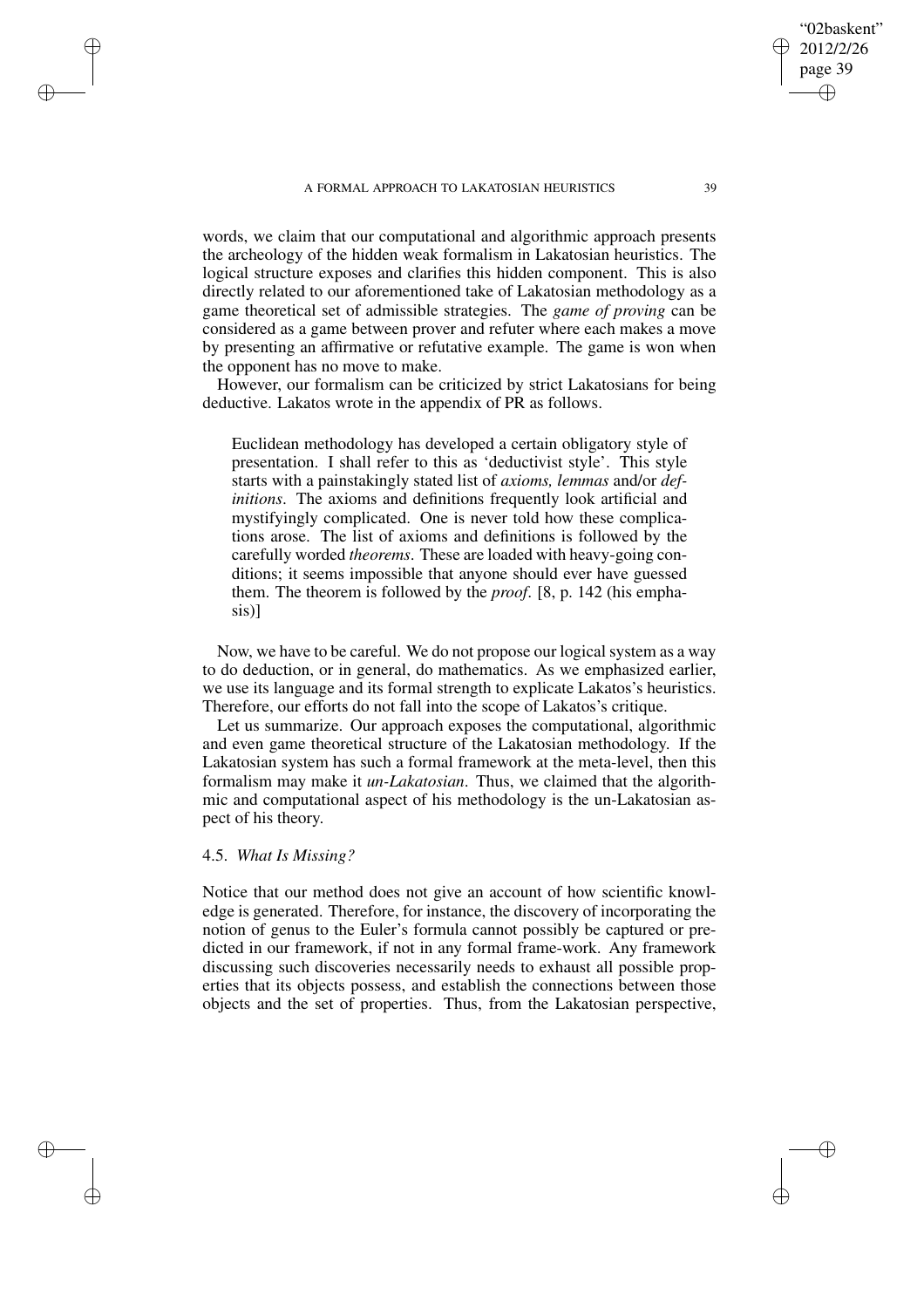words, we claim that our computational and algorithmic approach presents the archeology of the hidden weak formalism in Lakatosian heuristics. The logical structure exposes and clarifies this hidden component. This is also directly related to our aforementioned take of Lakatosian methodology as a game theoretical set of admissible strategies. The *game of proving* can be considered as a game between prover and refuter where each makes a move by presenting an affirmative or refutative example. The game is won when the opponent has no move to make.

However, our formalism can be criticized by strict Lakatosians for being deductive. Lakatos wrote in the appendix of PR as follows.

> Euclidean methodology has developed a certain obligatory style of presentation. I shall refer to this as 'deductivist style'. This style starts with a painstakingly stated list of *axioms, lemmas* and/or *definitions*. The axioms and definitions frequently look artificial and mystifyingly complicated. One is never told how these complications arose. The list of axioms and definitions is followed by the carefully worded *theorems*. These are loaded with heavy-going conditions; it seems impossible that anyone should ever have guessed them. The theorem is followed by the *proof*. [8, p. 142 (his emphasis)]

Now, we have to be careful. We do not propose our logical system as a way to do deduction, or in general, do mathematics. As we emphasized earlier, we use its language and its formal strength to explicate Lakatos's heuristics. Therefore, our efforts do not fall into the scope of Lakatos's critique.

Let us summarize. Our approach exposes the computational, algorithmic and even game theoretical structure of the Lakatosian methodology. If the Lakatosian system has such a formal framework at the meta-level, then this formalism may make it *un-Lakatosian*. Thus, we claimed that the algorithmic and computational aspect of his methodology is the un-Lakatosian aspect of his theory.

### 4.5. *What Is Missing?*

Notice that our method does not give an account of how scientific knowledge is generated. Therefore, for instance, the discovery of incorporating the notion of genus to the Euler's formula cannot possibly be captured or predicted in our framework, if not in any formal frame-work. Any framework discussing such discoveries necessarily needs to exhaust all possible properties that its objects possess, and establish the connections between those objects and the set of properties. Thus, from the Lakatosian perspective,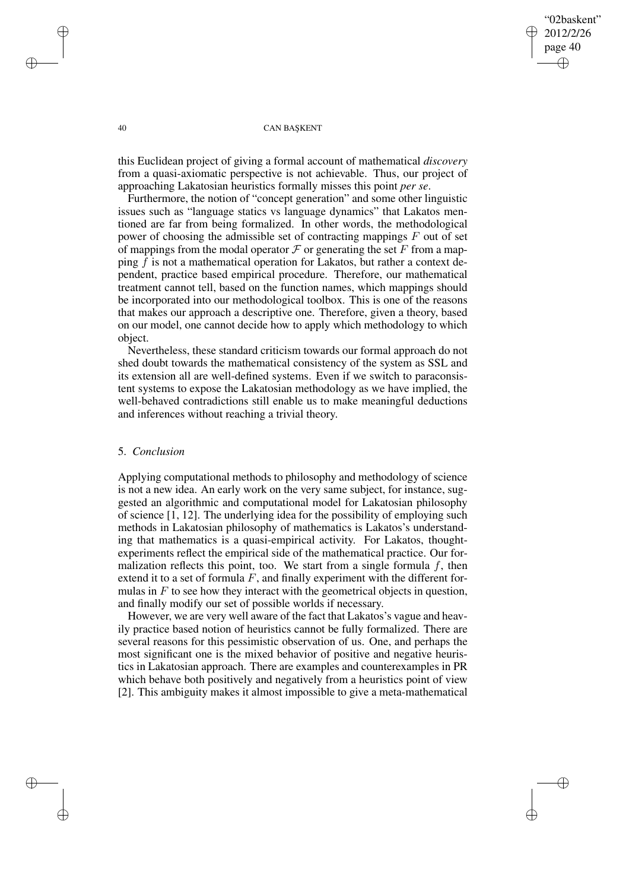this Euclidean project of giving a formal account of mathematical *discovery* from a quasi-axiomatic perspective is not achievable. Thus, our project of approaching Lakatosian heuristics formally misses this point *per se*.

Furthermore, the notion of "concept generation" and some other linguistic issues such as "language statics vs language dynamics" that Lakatos mentioned are far from being formalized. In other words, the methodological power of choosing the admissible set of contracting mappings $F$ out of set of mappings from the modal operator $\mathcal{F}$ or generating the set $F$ from a mapping $f$ is not a mathematical operation for Lakatos, but rather a context dependent, practice based empirical procedure. Therefore, our mathematical treatment cannot tell, based on the function names, which mappings should be incorporated into our methodological toolbox. This is one of the reasons that makes our approach a descriptive one. Therefore, given a theory, based on our model, one cannot decide how to apply which methodology to which object.

Nevertheless, these standard criticism towards our formal approach do not shed doubt towards the mathematical consistency of the system as SSL and its extension all are well-defined systems. Even if we switch to paraconsistent systems to expose the Lakatosian methodology as we have implied, the well-behaved contradictions still enable us to make meaningful deductions and inferences without reaching a trivial theory.

## 5. *Conclusion*

Applying computational methods to philosophy and methodology of science is not a new idea. An early work on the very same subject, for instance, suggested an algorithmic and computational model for Lakatosian philosophy of science [1, 12]. The underlying idea for the possibility of employing such methods in Lakatosian philosophy of mathematics is Lakatos's understanding that mathematics is a quasi-empirical activity. For Lakatos, thought-experiments reflect the empirical side of the mathematical practice. Our formalization reflects this point, too. We start from a single formula $f$, then extend it to a set of formula $F$, and finally experiment with the different formulas in $F$ to see how they interact with the geometrical objects in question, and finally modify our set of possible worlds if necessary.

However, we are very well aware of the fact that Lakatos's vague and heavily practice based notion of heuristics cannot be fully formalized. There are several reasons for this pessimistic observation of us. One, and perhaps the most significant one is the mixed behavior of positive and negative heuristics in Lakatosian approach. There are examples and counterexamples in PR which behave both positively and negatively from a heuristics point of view [2]. This ambiguity makes it almost impossible to give a meta-mathematical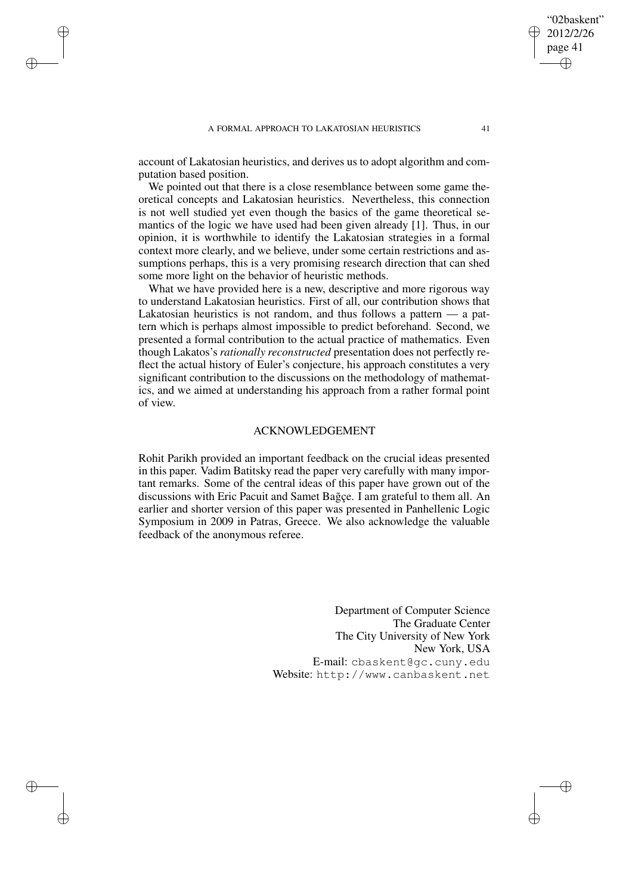account of Lakatosian heuristics, and derives us to adopt algorithm and computation based position.

We pointed out that there is a close resemblance between some game theoretical concepts and Lakatosian heuristics. Nevertheless, this connection is not well studied yet even though the basics of the game theoretical semantics of the logic we have used had been given already [1]. Thus, in our opinion, it is worthwhile to identify the Lakatosian strategies in a formal context more clearly, and we believe, under some certain restrictions and assumptions perhaps, this is a very promising research direction that can shed some more light on the behavior of heuristic methods.

What we have provided here is a new, descriptive and more rigorous way to understand Lakatosian heuristics. First of all, our contribution shows that Lakatosian heuristics is not random, and thus follows a pattern — a pattern which is perhaps almost impossible to predict beforehand. Second, we presented a formal contribution to the actual practice of mathematics. Even though Lakatos's *rationally reconstructed* presentation does not perfectly reflect the actual history of Euler's conjecture, his approach constitutes a very significant contribution to the discussions on the methodology of mathematics, and we aimed at understanding his approach from a rather formal point of view.

## ACKNOWLEDGEMENT

Rohit Parikh provided an important feedback on the crucial ideas presented in this paper. Vadim Batitsky read the paper very carefully with many important remarks. Some of the central ideas of this paper have grown out of the discussions with Eric Pacuit and Samet Bağçe. I am grateful to them all. An earlier and shorter version of this paper was presented in Panhellenic Logic Symposium in 2009 in Patras, Greece. We also acknowledge the valuable feedback of the anonymous referee.

Department of Computer Science
The Graduate Center
The City University of New York
New York, USA
E-mail: cbaskent@gc.cuny.edu
Website: http://www.canbaskent.net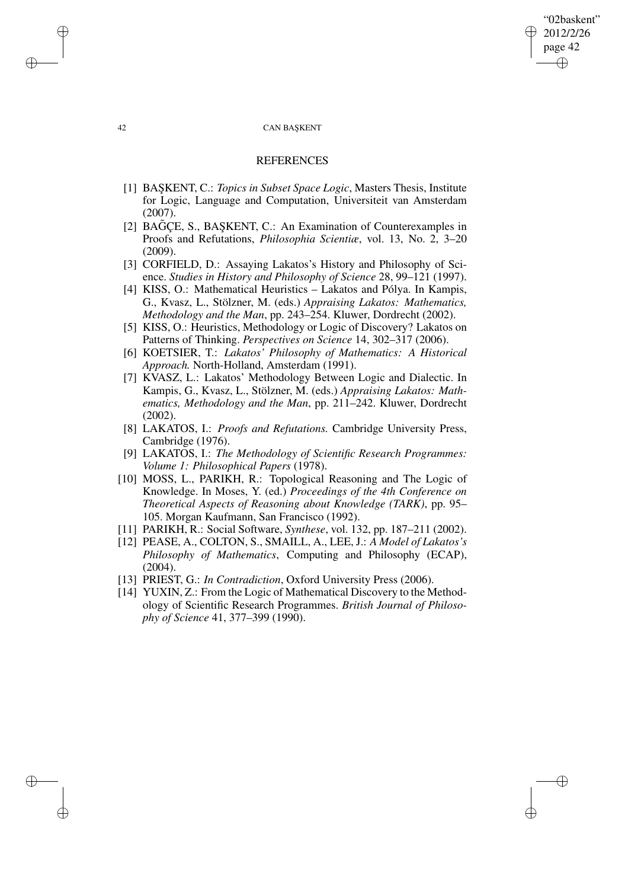## REFERENCES

[1] BAŞKENT, C.: *Topics in Subset Space Logic*, Masters Thesis, Institute for Logic, Language and Computation, Universiteit van Amsterdam (2007).

[2] BAĞÇE, S., BAŞKENT, C.: An Examination of Counterexamples in Proofs and Refutations, *Philosophia Scientiæ*, vol. 13, No. 2, 3–20 (2009).

[3] CORFIELD, D.: Assaying Lakatos's History and Philosophy of Science. *Studies in History and Philosophy of Science* 28, 99–121 (1997).

[4] KISS, O.: Mathematical Heuristics – Lakatos and Pólya. In Kampis, G., Kvasz, L., Stölzner, M. (eds.) *Appraising Lakatos: Mathematics, Methodology and the Man*, pp. 243–254. Kluwer, Dordrecht (2002).

[5] KISS, O.: Heuristics, Methodology or Logic of Discovery? Lakatos on Patterns of Thinking. *Perspectives on Science* 14, 302–317 (2006).

[6] KOETSIER, T.: *Lakatos' Philosophy of Mathematics: A Historical Approach.* North-Holland, Amsterdam (1991).

[7] KVASZ, L.: Lakatos' Methodology Between Logic and Dialectic. In Kampis, G., Kvasz, L., Stölzner, M. (eds.) *Appraising Lakatos: Mathematics, Methodology and the Man*, pp. 211–242. Kluwer, Dordrecht (2002).

[8] LAKATOS, I.: *Proofs and Refutations.* Cambridge University Press, Cambridge (1976).

[9] LAKATOS, I.: *The Methodology of Scientific Research Programmes: Volume 1: Philosophical Papers* (1978).

[10] MOSS, L., PARIKH, R.: Topological Reasoning and The Logic of Knowledge. In Moses, Y. (ed.) *Proceedings of the 4th Conference on Theoretical Aspects of Reasoning about Knowledge (TARK)*, pp. 95–105. Morgan Kaufmann, San Francisco (1992).

[11] PARIKH, R.: Social Software, *Synthese*, vol. 132, pp. 187–211 (2002).

[12] PEASE, A., COLTON, S., SMAILL, A., LEE, J.: *A Model of Lakatos's Philosophy of Mathematics*, Computing and Philosophy (ECAP), (2004).

[13] PRIEST, G.: *In Contradiction*, Oxford University Press (2006).

[14] YUXIN, Z.: From the Logic of Mathematical Discovery to the Methodology of Scientific Research Programmes. *British Journal of Philosophy of Science* 41, 377–399 (1990).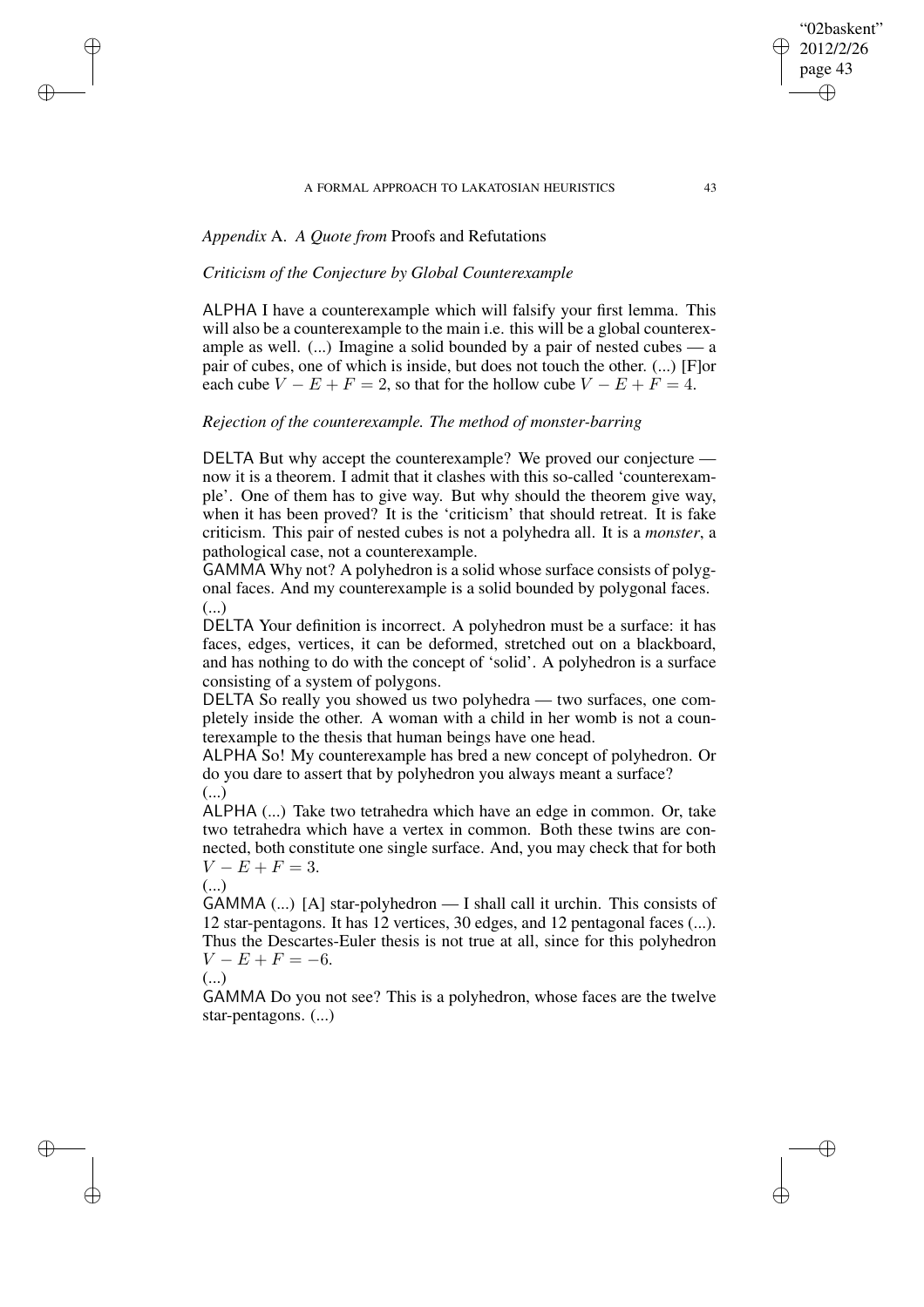## *Appendix* A. *A Quote from* Proofs and Refutations

### *Criticism of the Conjecture by Global Counterexample*

ALPHA I have a counterexample which will falsify your first lemma. This will also be a counterexample to the main i.e. this will be a global counterexample as well. (...) Imagine a solid bounded by a pair of nested cubes — a pair of cubes, one of which is inside, but does not touch the other. (...) [F]or each cube $V - E + F = 2$, so that for the hollow cube $V - E + F = 4$.

### *Rejection of the counterexample. The method of monster-barring*

DELTA But why accept the counterexample? We proved our conjecture — now it is a theorem. I admit that it clashes with this so-called 'counterexample'. One of them has to give way. But why should the theorem give way, when it has been proved? It is the 'criticism' that should retreat. It is fake criticism. This pair of nested cubes is not a polyhedra all. It is a *monster*, a pathological case, not a counterexample.

GAMMA Why not? A polyhedron is a solid whose surface consists of polygonal faces. And my counterexample is a solid bounded by polygonal faces. (...)

DELTA Your definition is incorrect. A polyhedron must be a surface: it has faces, edges, vertices, it can be deformed, stretched out on a blackboard, and has nothing to do with the concept of 'solid'. A polyhedron is a surface consisting of a system of polygons.

DELTA So really you showed us two polyhedra — two surfaces, one completely inside the other. A woman with a child in her womb is not a counterexample to the thesis that human beings have one head.

ALPHA So! My counterexample has bred a new concept of polyhedron. Or do you dare to assert that by polyhedron you always meant a surface? (...)

ALPHA (...) Take two tetrahedra which have an edge in common. Or, take two tetrahedra which have a vertex in common. Both these twins are connected, both constitute one single surface. And, you may check that for both $V - E + F = 3$.

(...)

GAMMA (...) [A] star-polyhedron — I shall call it urchin. This consists of 12 star-pentagons. It has 12 vertices, 30 edges, and 12 pentagonal faces (...). Thus the Descartes-Euler thesis is not true at all, since for this polyhedron $V - E + F = -6$.

(...)

GAMMA Do you not see? This is a polyhedron, whose faces are the twelve star-pentagons. (...)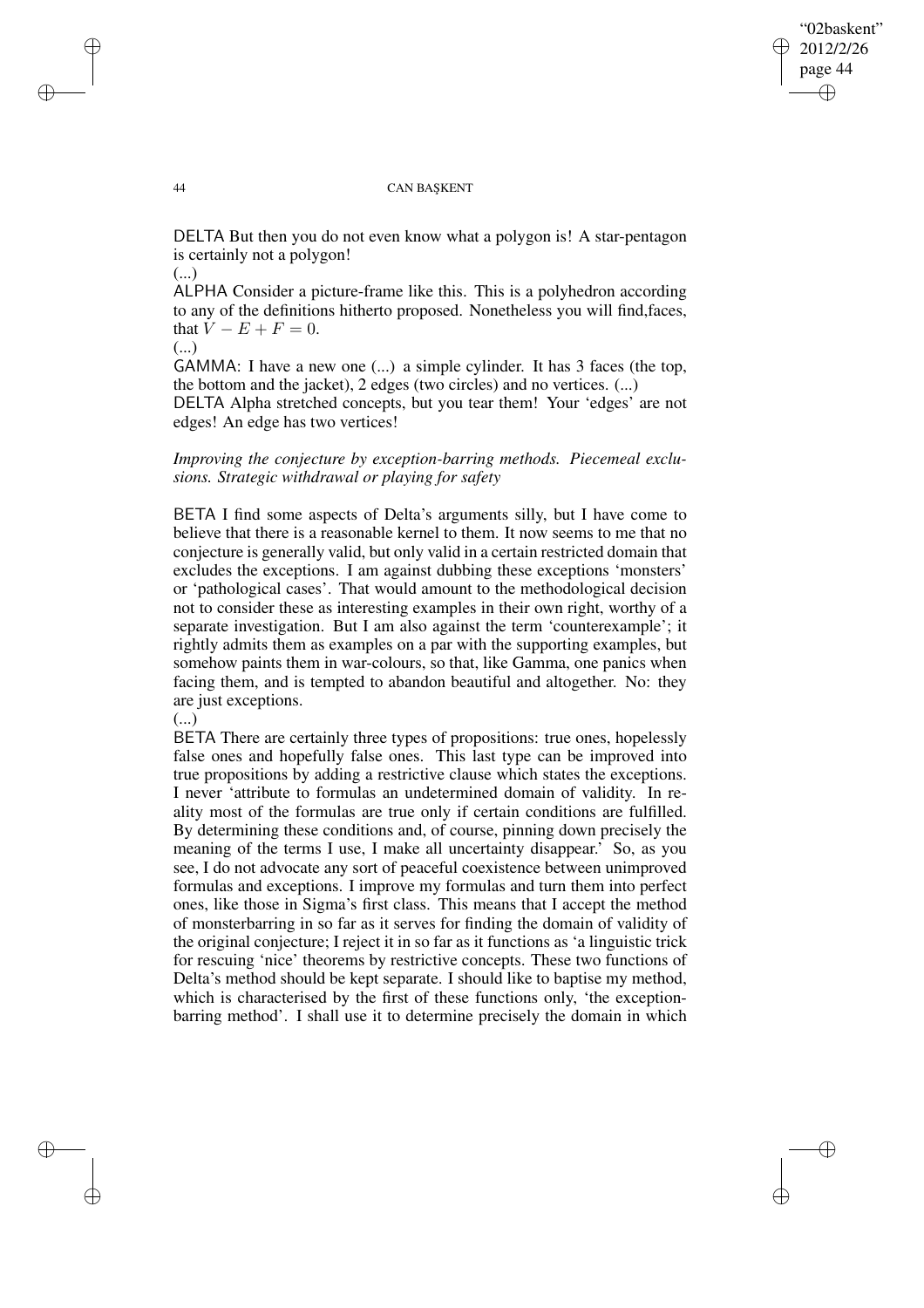DELTA But then you do not even know what a polygon is! A star-pentagon is certainly not a polygon!

(...)

ALPHA Consider a picture-frame like this. This is a polyhedron according to any of the definitions hitherto proposed. Nonetheless you will find,faces, that $V - E + F = 0$.

(...)

GAMMA: I have a new one (...) a simple cylinder. It has 3 faces (the top, the bottom and the jacket), 2 edges (two circles) and no vertices. (...)

DELTA Alpha stretched concepts, but you tear them! Your 'edges' are not edges! An edge has two vertices!

*Improving the conjecture by exception-barring methods. Piecemeal exclusions. Strategic withdrawal or playing for safety*

BETA I find some aspects of Delta's arguments silly, but I have come to believe that there is a reasonable kernel to them. It now seems to me that no conjecture is generally valid, but only valid in a certain restricted domain that excludes the exceptions. I am against dubbing these exceptions 'monsters' or 'pathological cases'. That would amount to the methodological decision not to consider these as interesting examples in their own right, worthy of a separate investigation. But I am also against the term 'counterexample'; it rightly admits them as examples on a par with the supporting examples, but somehow paints them in war-colours, so that, like Gamma, one panics when facing them, and is tempted to abandon beautiful and altogether. No: they are just exceptions.

(...)

BETA There are certainly three types of propositions: true ones, hopelessly false ones and hopefully false ones. This last type can be improved into true propositions by adding a restrictive clause which states the exceptions. I never 'attribute to formulas an undetermined domain of validity. In reality most of the formulas are true only if certain conditions are fulfilled. By determining these conditions and, of course, pinning down precisely the meaning of the terms I use, I make all uncertainty disappear.' So, as you see, I do not advocate any sort of peaceful coexistence between unimproved formulas and exceptions. I improve my formulas and turn them into perfect ones, like those in Sigma's first class. This means that I accept the method of monsterbarring in so far as it serves for finding the domain of validity of the original conjecture; I reject it in so far as it functions as 'a linguistic trick for rescuing 'nice' theorems by restrictive concepts. These two functions of Delta's method should be kept separate. I should like to baptise my method, which is characterised by the first of these functions only, 'the exception-barring method'. I shall use it to determine precisely the domain in which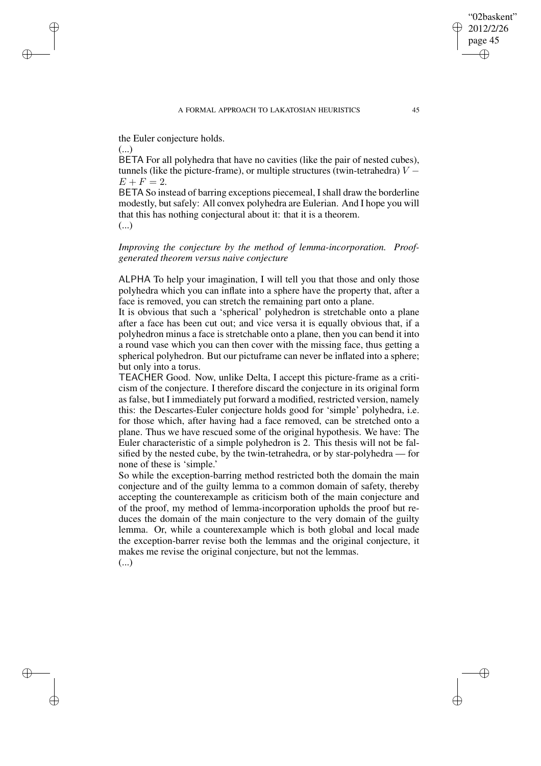the Euler conjecture holds.

(...)

BETA For all polyhedra that have no cavities (like the pair of nested cubes), tunnels (like the picture-frame), or multiple structures (twin-tetrahedra) $V - E + F = 2$.

BETA So instead of barring exceptions piecemeal, I shall draw the borderline modestly, but safely: All convex polyhedra are Eulerian. And I hope you will that this has nothing conjectural about it: that it is a theorem.

(...)

*Improving the conjecture by the method of lemma-incorporation. Proof-generated theorem versus naive conjecture*

ALPHA To help your imagination, I will tell you that those and only those polyhedra which you can inflate into a sphere have the property that, after a face is removed, you can stretch the remaining part onto a plane.

It is obvious that such a 'spherical' polyhedron is stretchable onto a plane after a face has been cut out; and vice versa it is equally obvious that, if a polyhedron minus a face is stretchable onto a plane, then you can bend it into a round vase which you can then cover with the missing face, thus getting a spherical polyhedron. But our pictuframe can never be inflated into a sphere; but only into a torus.

TEACHER Good. Now, unlike Delta, I accept this picture-frame as a criticism of the conjecture. I therefore discard the conjecture in its original form as false, but I immediately put forward a modified, restricted version, namely this: the Descartes-Euler conjecture holds good for 'simple' polyhedra, i.e. for those which, after having had a face removed, can be stretched onto a plane. Thus we have rescued some of the original hypothesis. We have: The Euler characteristic of a simple polyhedron is 2. This thesis will not be falsified by the nested cube, by the twin-tetrahedra, or by star-polyhedra — for none of these is 'simple.'

So while the exception-barring method restricted both the domain the main conjecture and of the guilty lemma to a common domain of safety, thereby accepting the counterexample as criticism both of the main conjecture and of the proof, my method of lemma-incorporation upholds the proof but reduces the domain of the main conjecture to the very domain of the guilty lemma. Or, while a counterexample which is both global and local made the exception-barrer revise both the lemmas and the original conjecture, it makes me revise the original conjecture, but not the lemmas.

(...)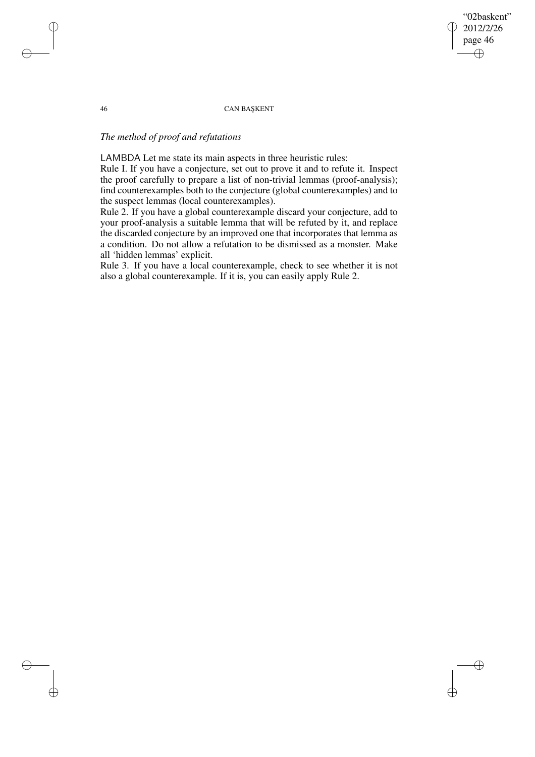*The method of proof and refutations*

LAMBDA Let me state its main aspects in three heuristic rules:

Rule I. If you have a conjecture, set out to prove it and to refute it. Inspect the proof carefully to prepare a list of non-trivial lemmas (proof-analysis); find counterexamples both to the conjecture (global counterexamples) and to the suspect lemmas (local counterexamples).

Rule 2. If you have a global counterexample discard your conjecture, add to your proof-analysis a suitable lemma that will be refuted by it, and replace the discarded conjecture by an improved one that incorporates that lemma as a condition. Do not allow a refutation to be dismissed as a monster. Make all 'hidden lemmas' explicit.

Rule 3. If you have a local counterexample, check to see whether it is not also a global counterexample. If it is, you can easily apply Rule 2.